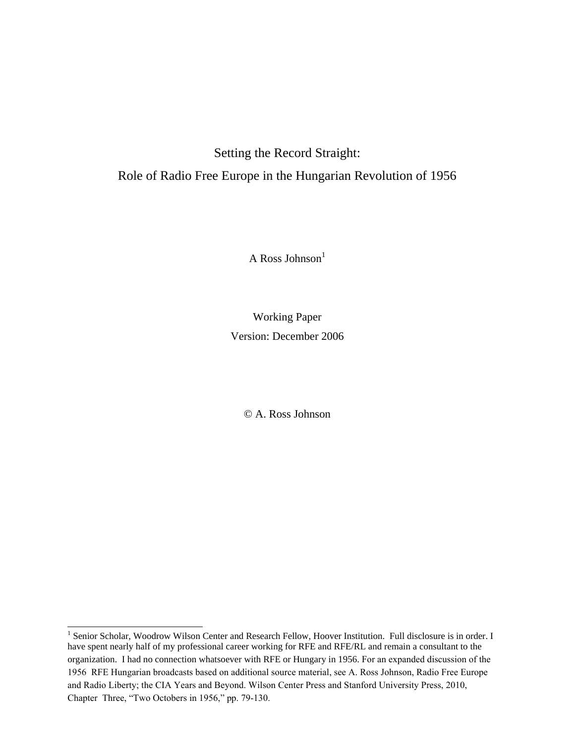# Setting the Record Straight:
# Role of Radio Free Europe in the Hungarian Revolution of 1956

A Ross Johnson[1]

Working Paper

Version: December 2006

© A. Ross Johnson

---

[1] Senior Scholar, Woodrow Wilson Center and Research Fellow, Hoover Institution. Full disclosure is in order. I have spent nearly half of my professional career working for RFE and RFE/RL and remain a consultant to the organization. I had no connection whatsoever with RFE or Hungary in 1956. For an expanded discussion of the 1956 RFE Hungarian broadcasts based on additional source material, see A. Ross Johnson, Radio Free Europe and Radio Liberty; the CIA Years and Beyond. Wilson Center Press and Stanford University Press, 2010, Chapter Three, "Two Octobers in 1956," pp. 79-130.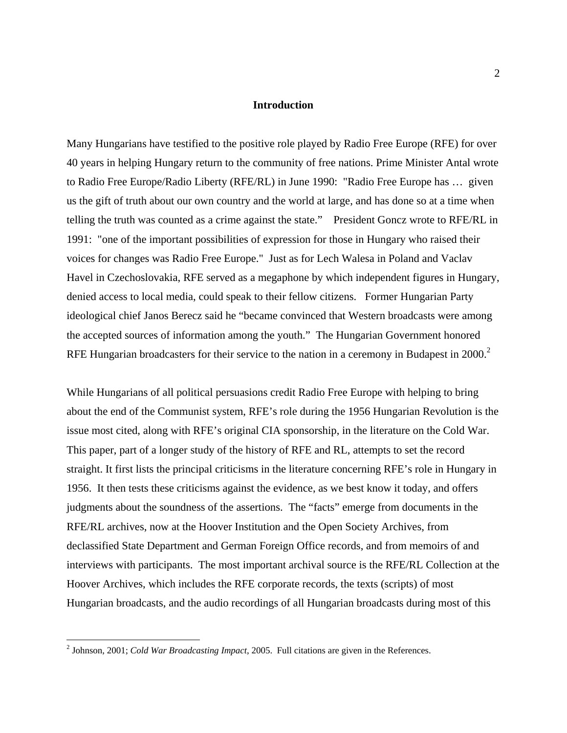## Introduction

Many Hungarians have testified to the positive role played by Radio Free Europe (RFE) for over 40 years in helping Hungary return to the community of free nations. Prime Minister Antal wrote to Radio Free Europe/Radio Liberty (RFE/RL) in June 1990: "Radio Free Europe has … given us the gift of truth about our own country and the world at large, and has done so at a time when telling the truth was counted as a crime against the state." President Goncz wrote to RFE/RL in 1991: "one of the important possibilities of expression for those in Hungary who raised their voices for changes was Radio Free Europe." Just as for Lech Walesa in Poland and Vaclav Havel in Czechoslovakia, RFE served as a megaphone by which independent figures in Hungary, denied access to local media, could speak to their fellow citizens. Former Hungarian Party ideological chief Janos Berecz said he "became convinced that Western broadcasts were among the accepted sources of information among the youth." The Hungarian Government honored RFE Hungarian broadcasters for their service to the nation in a ceremony in Budapest in 2000.[2]

While Hungarians of all political persuasions credit Radio Free Europe with helping to bring about the end of the Communist system, RFE's role during the 1956 Hungarian Revolution is the issue most cited, along with RFE's original CIA sponsorship, in the literature on the Cold War. This paper, part of a longer study of the history of RFE and RL, attempts to set the record straight. It first lists the principal criticisms in the literature concerning RFE's role in Hungary in 1956. It then tests these criticisms against the evidence, as we best know it today, and offers judgments about the soundness of the assertions. The "facts" emerge from documents in the RFE/RL archives, now at the Hoover Institution and the Open Society Archives, from declassified State Department and German Foreign Office records, and from memoirs of and interviews with participants. The most important archival source is the RFE/RL Collection at the Hoover Archives, which includes the RFE corporate records, the texts (scripts) of most Hungarian broadcasts, and the audio recordings of all Hungarian broadcasts during most of this

---

[2] Johnson, 2001; *Cold War Broadcasting Impact*, 2005. Full citations are given in the References.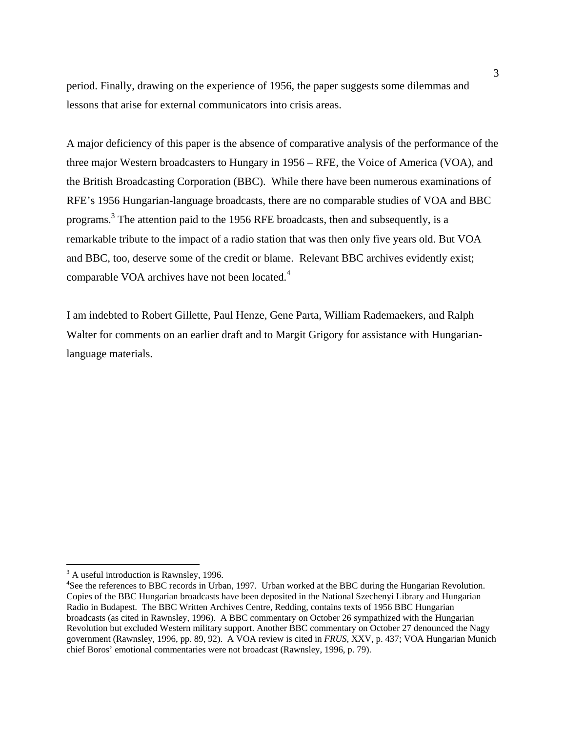period. Finally, drawing on the experience of 1956, the paper suggests some dilemmas and lessons that arise for external communicators into crisis areas.

A major deficiency of this paper is the absence of comparative analysis of the performance of the three major Western broadcasters to Hungary in 1956 – RFE, the Voice of America (VOA), and the British Broadcasting Corporation (BBC). While there have been numerous examinations of RFE's 1956 Hungarian-language broadcasts, there are no comparable studies of VOA and BBC programs.[3] The attention paid to the 1956 RFE broadcasts, then and subsequently, is a remarkable tribute to the impact of a radio station that was then only five years old. But VOA and BBC, too, deserve some of the credit or blame. Relevant BBC archives evidently exist; comparable VOA archives have not been located.[4]

I am indebted to Robert Gillette, Paul Henze, Gene Parta, William Rademaekers, and Ralph Walter for comments on an earlier draft and to Margit Grigory for assistance with Hungarian-language materials.

---

[3] A useful introduction is Rawnsley, 1996.

[4] See the references to BBC records in Urban, 1997. Urban worked at the BBC during the Hungarian Revolution. Copies of the BBC Hungarian broadcasts have been deposited in the National Szechenyi Library and Hungarian Radio in Budapest. The BBC Written Archives Centre, Redding, contains texts of 1956 BBC Hungarian broadcasts (as cited in Rawnsley, 1996). A BBC commentary on October 26 sympathized with the Hungarian Revolution but excluded Western military support. Another BBC commentary on October 27 denounced the Nagy government (Rawnsley, 1996, pp. 89, 92). A VOA review is cited in *FRUS*, XXV, p. 437; VOA Hungarian Munich chief Boros' emotional commentaries were not broadcast (Rawnsley, 1996, p. 79).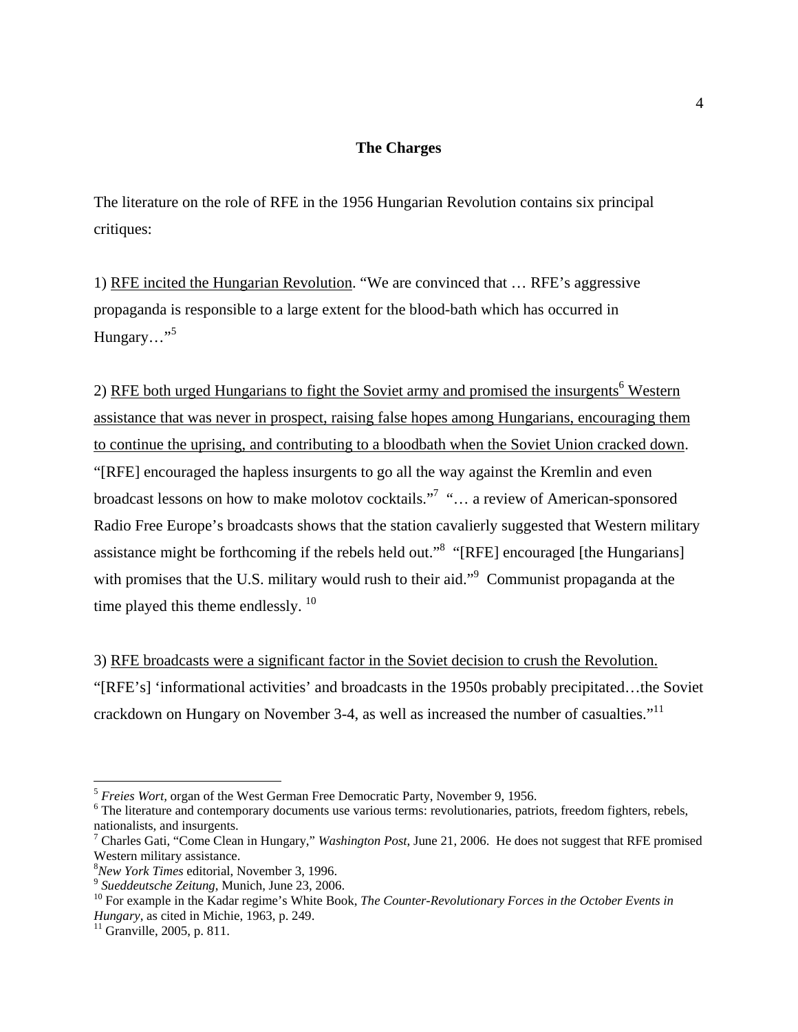## The Charges

The literature on the role of RFE in the 1956 Hungarian Revolution contains six principal critiques:

1) <u>RFE incited the Hungarian Revolution</u>. "We are convinced that … RFE's aggressive propaganda is responsible to a large extent for the blood-bath which has occurred in Hungary…"[5]

2) <u>RFE both urged Hungarians to fight the Soviet army and promised the insurgents[6] Western assistance that was never in prospect, raising false hopes among Hungarians, encouraging them to continue the uprising, and contributing to a bloodbath when the Soviet Union cracked down</u>. "[RFE] encouraged the hapless insurgents to go all the way against the Kremlin and even broadcast lessons on how to make molotov cocktails."[7] "… a review of American-sponsored Radio Free Europe's broadcasts shows that the station cavalierly suggested that Western military assistance might be forthcoming if the rebels held out."[8] "[RFE] encouraged [the Hungarians] with promises that the U.S. military would rush to their aid."[9] Communist propaganda at the time played this theme endlessly.[10]

3) <u>RFE broadcasts were a significant factor in the Soviet decision to crush the Revolution.</u> "[RFE's] 'informational activities' and broadcasts in the 1950s probably precipitated…the Soviet crackdown on Hungary on November 3-4, as well as increased the number of casualties."[11]

---

[5] *Freies Wort*, organ of the West German Free Democratic Party, November 9, 1956.

[6] The literature and contemporary documents use various terms: revolutionaries, patriots, freedom fighters, rebels, nationalists, and insurgents.

[7] Charles Gati, "Come Clean in Hungary," *Washington Post*, June 21, 2006. He does not suggest that RFE promised Western military assistance.

[8] *New York Times* editorial, November 3, 1996.

[9] *Sueddeutsche Zeitung*, Munich, June 23, 2006.

[10] For example in the Kadar regime's White Book, *The Counter-Revolutionary Forces in the October Events in Hungary*, as cited in Michie, 1963, p. 249.

[11] Granville, 2005, p. 811.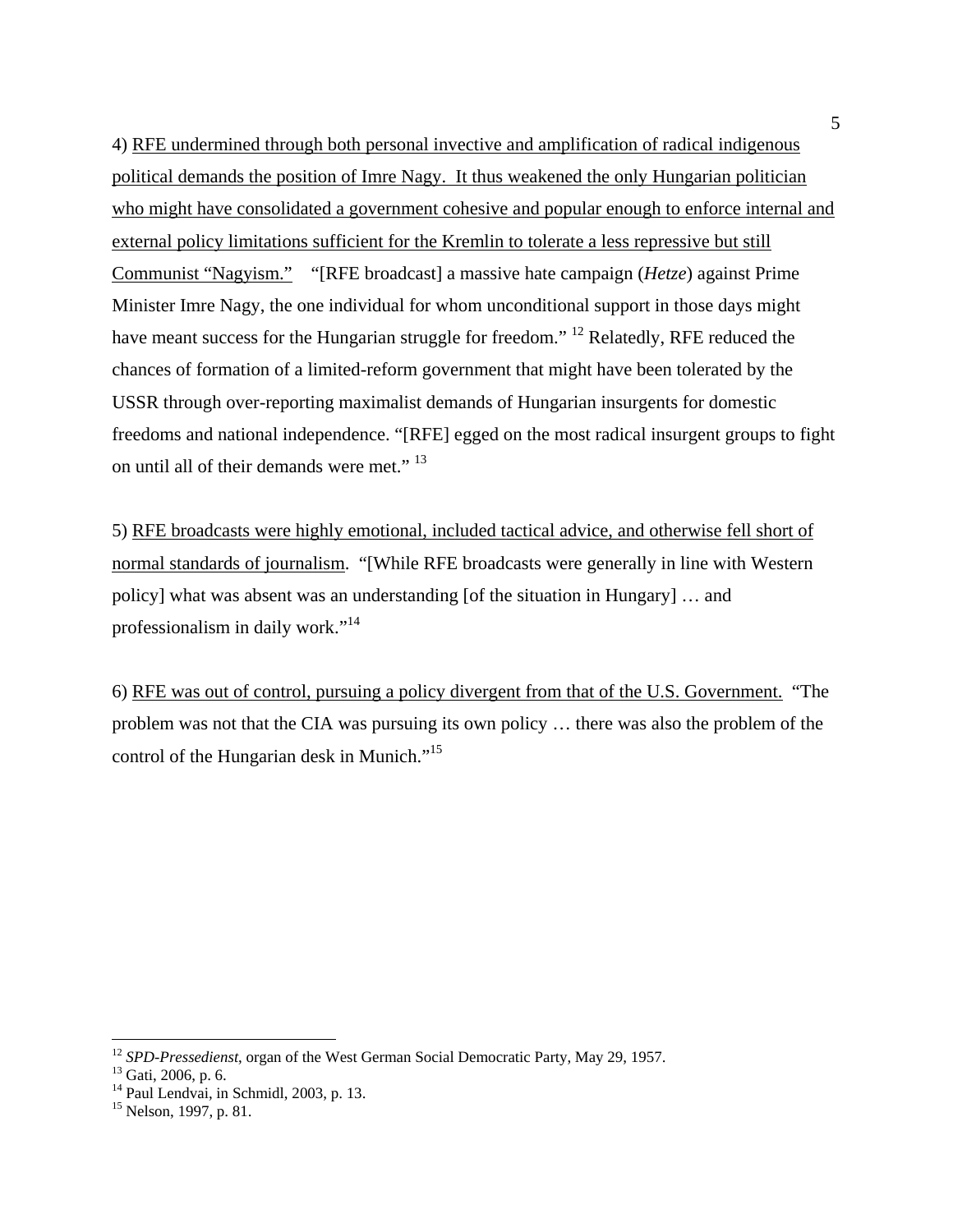4) <u>RFE undermined through both personal invective and amplification of radical indigenous political demands the position of Imre Nagy. It thus weakened the only Hungarian politician who might have consolidated a government cohesive and popular enough to enforce internal and external policy limitations sufficient for the Kremlin to tolerate a less repressive but still Communist "Nagyism."</u> "[RFE broadcast] a massive hate campaign (*Hetze*) against Prime Minister Imre Nagy, the one individual for whom unconditional support in those days might have meant success for the Hungarian struggle for freedom." [12] Relatedly, RFE reduced the chances of formation of a limited-reform government that might have been tolerated by the USSR through over-reporting maximalist demands of Hungarian insurgents for domestic freedoms and national independence. "[RFE] egged on the most radical insurgent groups to fight on until all of their demands were met." [13]

5) <u>RFE broadcasts were highly emotional, included tactical advice, and otherwise fell short of normal standards of journalism</u>. "[While RFE broadcasts were generally in line with Western policy] what was absent was an understanding [of the situation in Hungary] … and professionalism in daily work."[14]

6) <u>RFE was out of control, pursuing a policy divergent from that of the U.S. Government.</u> "The problem was not that the CIA was pursuing its own policy … there was also the problem of the control of the Hungarian desk in Munich."[15]

---

[12] *SPD-Pressedienst*, organ of the West German Social Democratic Party, May 29, 1957.
[13] Gati, 2006, p. 6.
[14] Paul Lendvai, in Schmidl, 2003, p. 13.
[15] Nelson, 1997, p. 81.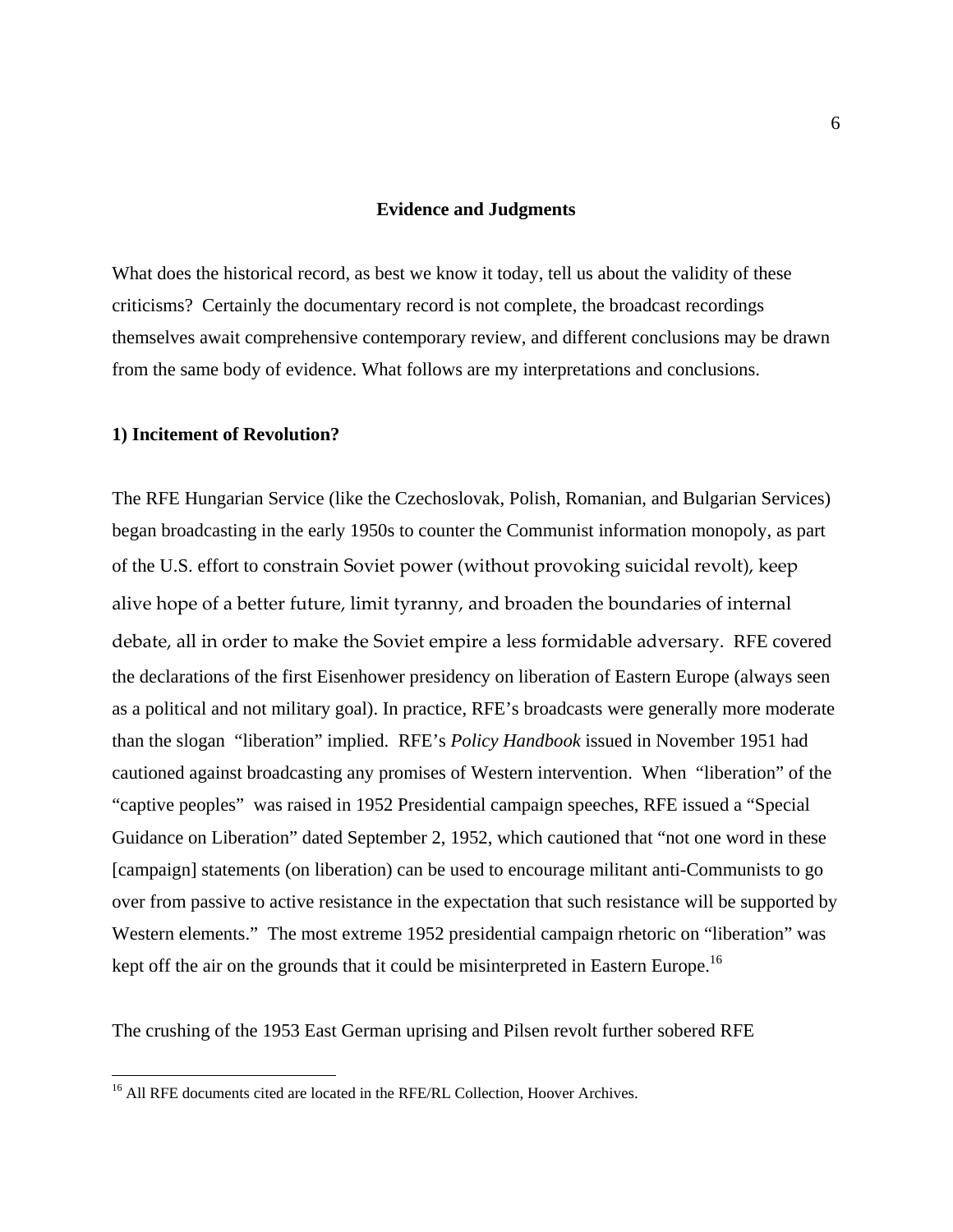## Evidence and Judgments

What does the historical record, as best we know it today, tell us about the validity of these criticisms? Certainly the documentary record is not complete, the broadcast recordings themselves await comprehensive contemporary review, and different conclusions may be drawn from the same body of evidence. What follows are my interpretations and conclusions.

### 1) Incitement of Revolution?

The RFE Hungarian Service (like the Czechoslovak, Polish, Romanian, and Bulgarian Services) began broadcasting in the early 1950s to counter the Communist information monopoly, as part of the U.S. effort to constrain Soviet power (without provoking suicidal revolt), keep alive hope of a better future, limit tyranny, and broaden the boundaries of internal debate, all in order to make the Soviet empire a less formidable adversary. RFE covered the declarations of the first Eisenhower presidency on liberation of Eastern Europe (always seen as a political and not military goal). In practice, RFE's broadcasts were generally more moderate than the slogan "liberation" implied. RFE's *Policy Handbook* issued in November 1951 had cautioned against broadcasting any promises of Western intervention. When "liberation" of the "captive peoples" was raised in 1952 Presidential campaign speeches, RFE issued a "Special Guidance on Liberation" dated September 2, 1952, which cautioned that "not one word in these [campaign] statements (on liberation) can be used to encourage militant anti-Communists to go over from passive to active resistance in the expectation that such resistance will be supported by Western elements." The most extreme 1952 presidential campaign rhetoric on "liberation" was kept off the air on the grounds that it could be misinterpreted in Eastern Europe.[16]

The crushing of the 1953 East German uprising and Pilsen revolt further sobered RFE

---

[16] All RFE documents cited are located in the RFE/RL Collection, Hoover Archives.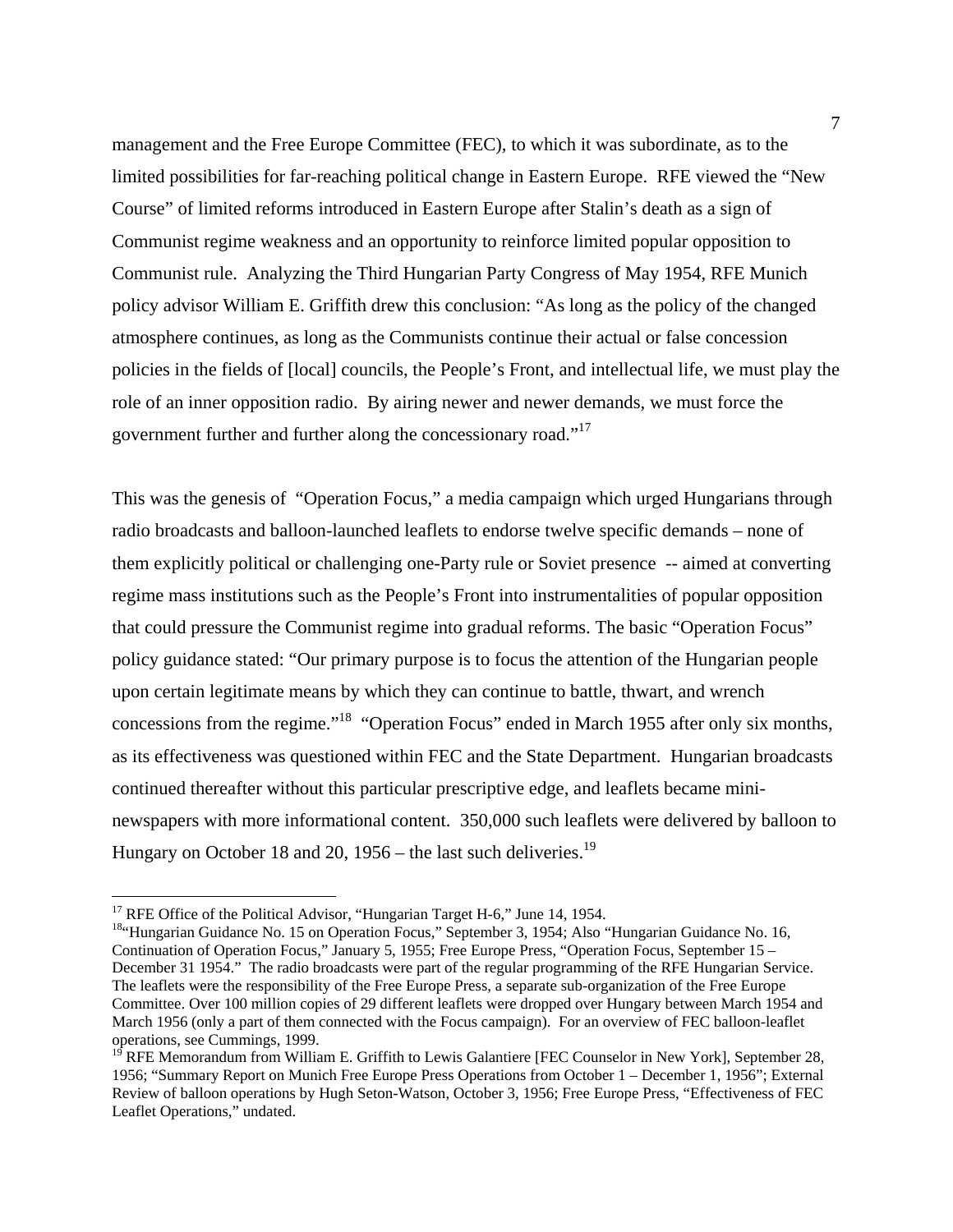management and the Free Europe Committee (FEC), to which it was subordinate, as to the limited possibilities for far-reaching political change in Eastern Europe. RFE viewed the "New Course" of limited reforms introduced in Eastern Europe after Stalin's death as a sign of Communist regime weakness and an opportunity to reinforce limited popular opposition to Communist rule. Analyzing the Third Hungarian Party Congress of May 1954, RFE Munich policy advisor William E. Griffith drew this conclusion: "As long as the policy of the changed atmosphere continues, as long as the Communists continue their actual or false concession policies in the fields of [local] councils, the People's Front, and intellectual life, we must play the role of an inner opposition radio. By airing newer and newer demands, we must force the government further and further along the concessionary road."[17]

This was the genesis of "Operation Focus," a media campaign which urged Hungarians through radio broadcasts and balloon-launched leaflets to endorse twelve specific demands – none of them explicitly political or challenging one-Party rule or Soviet presence -- aimed at converting regime mass institutions such as the People's Front into instrumentalities of popular opposition that could pressure the Communist regime into gradual reforms. The basic "Operation Focus" policy guidance stated: "Our primary purpose is to focus the attention of the Hungarian people upon certain legitimate means by which they can continue to battle, thwart, and wrench concessions from the regime."[18] "Operation Focus" ended in March 1955 after only six months, as its effectiveness was questioned within FEC and the State Department. Hungarian broadcasts continued thereafter without this particular prescriptive edge, and leaflets became mini-newspapers with more informational content. 350,000 such leaflets were delivered by balloon to Hungary on October 18 and 20, 1956 – the last such deliveries.[19]

---

[17] RFE Office of the Political Advisor, "Hungarian Target H-6," June 14, 1954.

[18] "Hungarian Guidance No. 15 on Operation Focus," September 3, 1954; Also "Hungarian Guidance No. 16, Continuation of Operation Focus," January 5, 1955; Free Europe Press, "Operation Focus, September 15 – December 31 1954." The radio broadcasts were part of the regular programming of the RFE Hungarian Service. The leaflets were the responsibility of the Free Europe Press, a separate sub-organization of the Free Europe Committee. Over 100 million copies of 29 different leaflets were dropped over Hungary between March 1954 and March 1956 (only a part of them connected with the Focus campaign). For an overview of FEC balloon-leaflet operations, see Cummings, 1999.

[19] RFE Memorandum from William E. Griffith to Lewis Galantiere [FEC Counselor in New York], September 28, 1956; "Summary Report on Munich Free Europe Press Operations from October 1 – December 1, 1956"; External Review of balloon operations by Hugh Seton-Watson, October 3, 1956; Free Europe Press, "Effectiveness of FEC Leaflet Operations," undated.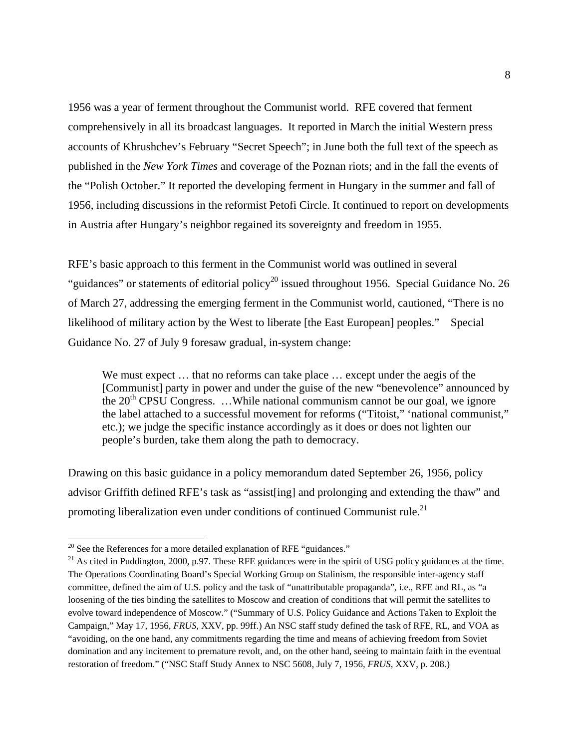1956 was a year of ferment throughout the Communist world. RFE covered that ferment comprehensively in all its broadcast languages. It reported in March the initial Western press accounts of Khrushchev's February "Secret Speech"; in June both the full text of the speech as published in the *New York Times* and coverage of the Poznan riots; and in the fall the events of the "Polish October." It reported the developing ferment in Hungary in the summer and fall of 1956, including discussions in the reformist Petofi Circle. It continued to report on developments in Austria after Hungary's neighbor regained its sovereignty and freedom in 1955.

RFE's basic approach to this ferment in the Communist world was outlined in several "guidances" or statements of editorial policy[20] issued throughout 1956. Special Guidance No. 26 of March 27, addressing the emerging ferment in the Communist world, cautioned, "There is no likelihood of military action by the West to liberate [the East European] peoples." Special Guidance No. 27 of July 9 foresaw gradual, in-system change:

> We must expect … that no reforms can take place … except under the aegis of the [Communist] party in power and under the guise of the new "benevolence" announced by the 20th CPSU Congress. …While national communism cannot be our goal, we ignore the label attached to a successful movement for reforms ("Titoist," 'national communist," etc.); we judge the specific instance accordingly as it does or does not lighten our people's burden, take them along the path to democracy.

Drawing on this basic guidance in a policy memorandum dated September 26, 1956, policy advisor Griffith defined RFE's task as "assist[ing] and prolonging and extending the thaw" and promoting liberalization even under conditions of continued Communist rule.[21]

---

[20] See the References for a more detailed explanation of RFE "guidances."

[21] As cited in Puddington, 2000, p.97. These RFE guidances were in the spirit of USG policy guidances at the time. The Operations Coordinating Board's Special Working Group on Stalinism, the responsible inter-agency staff committee, defined the aim of U.S. policy and the task of "unattributable propaganda", i.e., RFE and RL, as "a loosening of the ties binding the satellites to Moscow and creation of conditions that will permit the satellites to evolve toward independence of Moscow." ("Summary of U.S. Policy Guidance and Actions Taken to Exploit the Campaign," May 17, 1956, *FRUS*, XXV, pp. 99ff.) An NSC staff study defined the task of RFE, RL, and VOA as "avoiding, on the one hand, any commitments regarding the time and means of achieving freedom from Soviet domination and any incitement to premature revolt, and, on the other hand, seeing to maintain faith in the eventual restoration of freedom." ("NSC Staff Study Annex to NSC 5608, July 7, 1956, *FRUS*, XXV, p. 208.)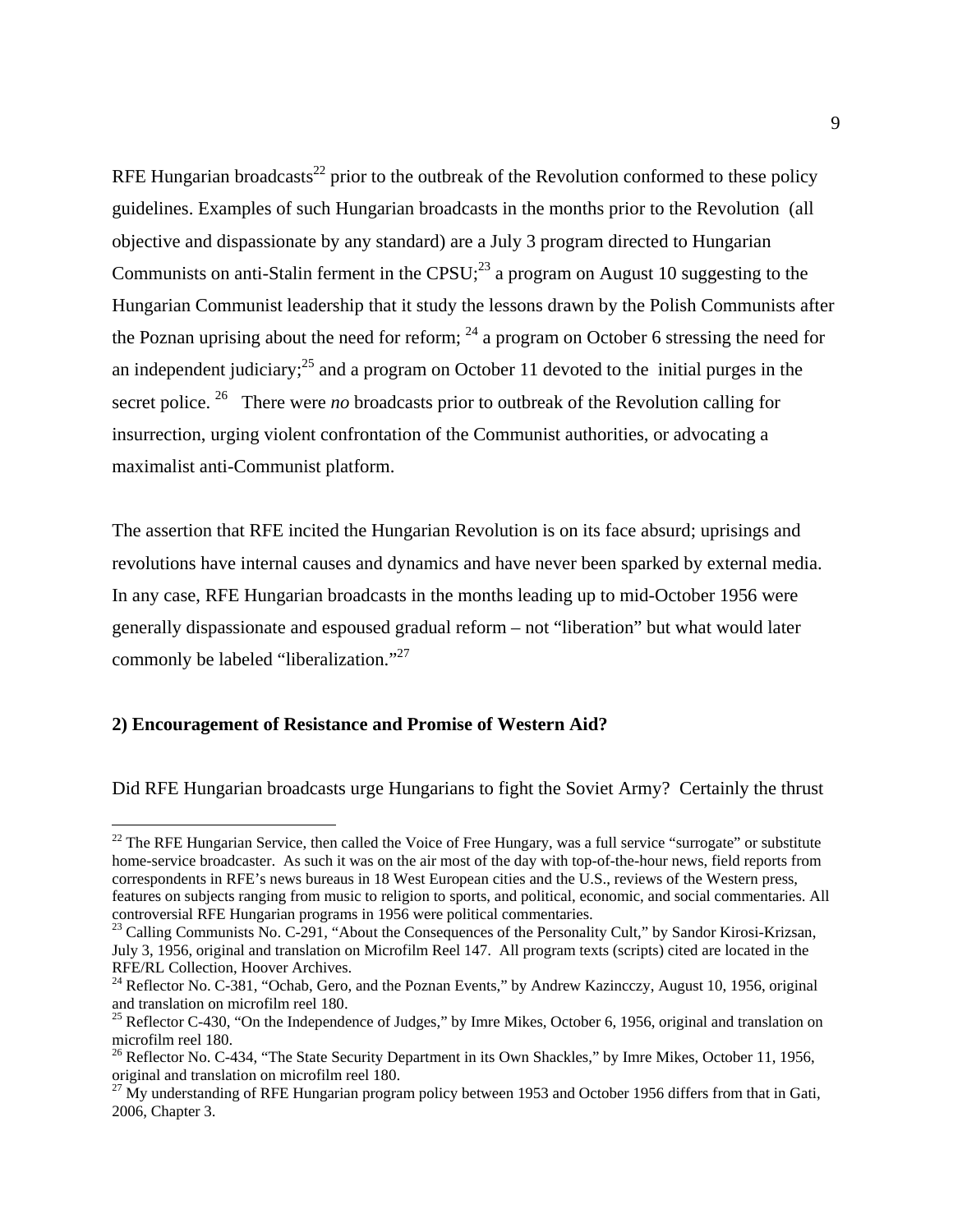RFE Hungarian broadcasts[22] prior to the outbreak of the Revolution conformed to these policy guidelines. Examples of such Hungarian broadcasts in the months prior to the Revolution (all objective and dispassionate by any standard) are a July 3 program directed to Hungarian Communists on anti-Stalin ferment in the CPSU;[23] a program on August 10 suggesting to the Hungarian Communist leadership that it study the lessons drawn by the Polish Communists after the Poznan uprising about the need for reform; [24] a program on October 6 stressing the need for an independent judiciary;[25] and a program on October 11 devoted to the initial purges in the secret police. [26] There were *no* broadcasts prior to outbreak of the Revolution calling for insurrection, urging violent confrontation of the Communist authorities, or advocating a maximalist anti-Communist platform.

The assertion that RFE incited the Hungarian Revolution is on its face absurd; uprisings and revolutions have internal causes and dynamics and have never been sparked by external media. In any case, RFE Hungarian broadcasts in the months leading up to mid-October 1956 were generally dispassionate and espoused gradual reform – not "liberation" but what would later commonly be labeled "liberalization."[27]

**2) Encouragement of Resistance and Promise of Western Aid?**

Did RFE Hungarian broadcasts urge Hungarians to fight the Soviet Army? Certainly the thrust

---

[22] The RFE Hungarian Service, then called the Voice of Free Hungary, was a full service "surrogate" or substitute home-service broadcaster. As such it was on the air most of the day with top-of-the-hour news, field reports from correspondents in RFE's news bureaus in 18 West European cities and the U.S., reviews of the Western press, features on subjects ranging from music to religion to sports, and political, economic, and social commentaries. All controversial RFE Hungarian programs in 1956 were political commentaries.

[23] Calling Communists No. C-291, "About the Consequences of the Personality Cult," by Sandor Kirosi-Krizsan, July 3, 1956, original and translation on Microfilm Reel 147. All program texts (scripts) cited are located in the RFE/RL Collection, Hoover Archives.

[24] Reflector No. C-381, "Ochab, Gero, and the Poznan Events," by Andrew Kazincczy, August 10, 1956, original and translation on microfilm reel 180.

[25] Reflector C-430, "On the Independence of Judges," by Imre Mikes, October 6, 1956, original and translation on microfilm reel 180.

[26] Reflector No. C-434, "The State Security Department in its Own Shackles," by Imre Mikes, October 11, 1956, original and translation on microfilm reel 180.

[27] My understanding of RFE Hungarian program policy between 1953 and October 1956 differs from that in Gati, 2006, Chapter 3.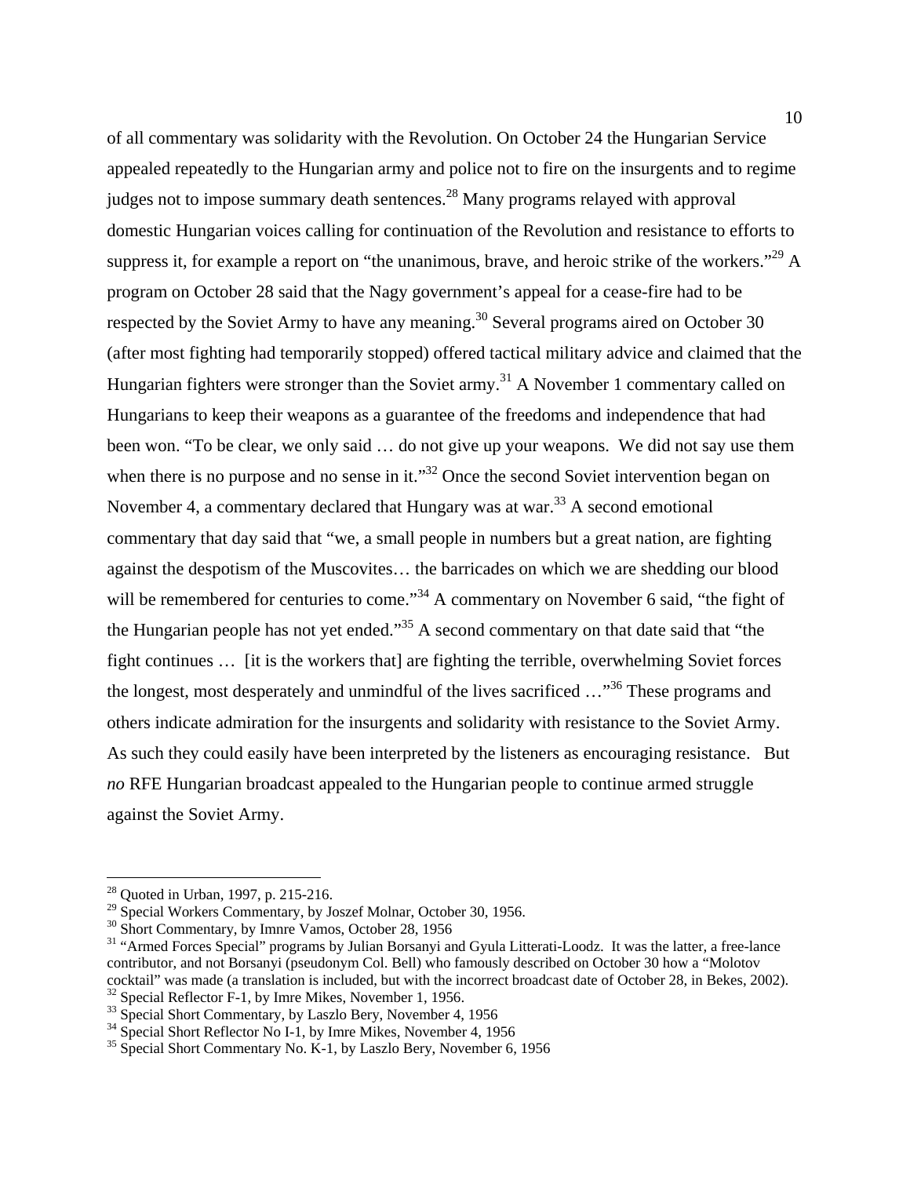of all commentary was solidarity with the Revolution. On October 24 the Hungarian Service appealed repeatedly to the Hungarian army and police not to fire on the insurgents and to regime judges not to impose summary death sentences.[28] Many programs relayed with approval domestic Hungarian voices calling for continuation of the Revolution and resistance to efforts to suppress it, for example a report on "the unanimous, brave, and heroic strike of the workers."[29] A program on October 28 said that the Nagy government's appeal for a cease-fire had to be respected by the Soviet Army to have any meaning.[30] Several programs aired on October 30 (after most fighting had temporarily stopped) offered tactical military advice and claimed that the Hungarian fighters were stronger than the Soviet army.[31] A November 1 commentary called on Hungarians to keep their weapons as a guarantee of the freedoms and independence that had been won. "To be clear, we only said … do not give up your weapons. We did not say use them when there is no purpose and no sense in it."[32] Once the second Soviet intervention began on November 4, a commentary declared that Hungary was at war.[33] A second emotional commentary that day said that "we, a small people in numbers but a great nation, are fighting against the despotism of the Muscovites… the barricades on which we are shedding our blood will be remembered for centuries to come."[34] A commentary on November 6 said, "the fight of the Hungarian people has not yet ended."[35] A second commentary on that date said that "the fight continues … [it is the workers that] are fighting the terrible, overwhelming Soviet forces the longest, most desperately and unmindful of the lives sacrificed …"[36] These programs and others indicate admiration for the insurgents and solidarity with resistance to the Soviet Army. As such they could easily have been interpreted by the listeners as encouraging resistance. But *no* RFE Hungarian broadcast appealed to the Hungarian people to continue armed struggle against the Soviet Army.

---

[28] Quoted in Urban, 1997, p. 215-216.

[29] Special Workers Commentary, by Joszef Molnar, October 30, 1956.

[30] Short Commentary, by Imnre Vamos, October 28, 1956

[31] "Armed Forces Special" programs by Julian Borsanyi and Gyula Litterati-Loodz. It was the latter, a free-lance contributor, and not Borsanyi (pseudonym Col. Bell) who famously described on October 30 how a "Molotov cocktail" was made (a translation is included, but with the incorrect broadcast date of October 28, in Bekes, 2002).

[32] Special Reflector F-1, by Imre Mikes, November 1, 1956.

[33] Special Short Commentary, by Laszlo Bery, November 4, 1956

[34] Special Short Reflector No I-1, by Imre Mikes, November 4, 1956

[35] Special Short Commentary No. K-1, by Laszlo Bery, November 6, 1956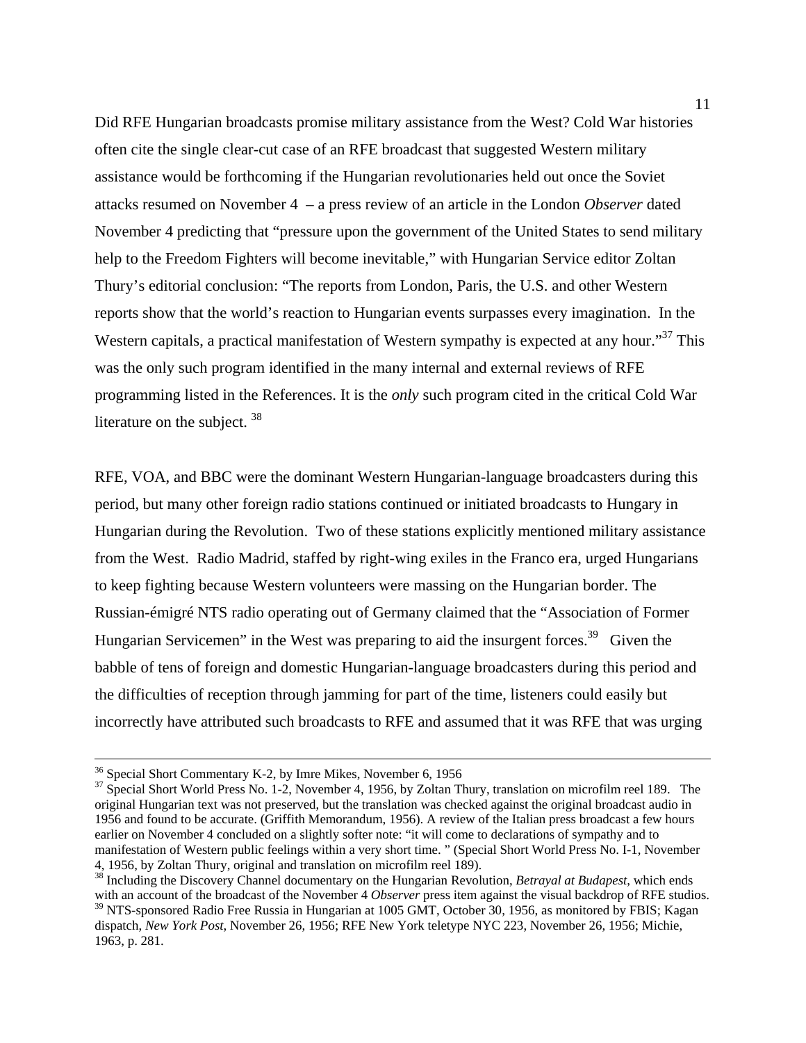Did RFE Hungarian broadcasts promise military assistance from the West? Cold War histories often cite the single clear-cut case of an RFE broadcast that suggested Western military assistance would be forthcoming if the Hungarian revolutionaries held out once the Soviet attacks resumed on November 4 – a press review of an article in the London *Observer* dated November 4 predicting that "pressure upon the government of the United States to send military help to the Freedom Fighters will become inevitable," with Hungarian Service editor Zoltan Thury's editorial conclusion: "The reports from London, Paris, the U.S. and other Western reports show that the world's reaction to Hungarian events surpasses every imagination. In the Western capitals, a practical manifestation of Western sympathy is expected at any hour."[37] This was the only such program identified in the many internal and external reviews of RFE programming listed in the References. It is the *only* such program cited in the critical Cold War literature on the subject.[38]

RFE, VOA, and BBC were the dominant Western Hungarian-language broadcasters during this period, but many other foreign radio stations continued or initiated broadcasts to Hungary in Hungarian during the Revolution. Two of these stations explicitly mentioned military assistance from the West. Radio Madrid, staffed by right-wing exiles in the Franco era, urged Hungarians to keep fighting because Western volunteers were massing on the Hungarian border. The Russian-émigré NTS radio operating out of Germany claimed that the "Association of Former Hungarian Servicemen" in the West was preparing to aid the insurgent forces.[39] Given the babble of tens of foreign and domestic Hungarian-language broadcasters during this period and the difficulties of reception through jamming for part of the time, listeners could easily but incorrectly have attributed such broadcasts to RFE and assumed that it was RFE that was urging

---

[36] Special Short Commentary K-2, by Imre Mikes, November 6, 1956

[37] Special Short World Press No. 1-2, November 4, 1956, by Zoltan Thury, translation on microfilm reel 189. The original Hungarian text was not preserved, but the translation was checked against the original broadcast audio in 1956 and found to be accurate. (Griffith Memorandum, 1956). A review of the Italian press broadcast a few hours earlier on November 4 concluded on a slightly softer note: "it will come to declarations of sympathy and to manifestation of Western public feelings within a very short time. " (Special Short World Press No. I-1, November 4, 1956, by Zoltan Thury, original and translation on microfilm reel 189).

[38] Including the Discovery Channel documentary on the Hungarian Revolution, *Betrayal at Budapest*, which ends with an account of the broadcast of the November 4 *Observer* press item against the visual backdrop of RFE studios.

[39] NTS-sponsored Radio Free Russia in Hungarian at 1005 GMT, October 30, 1956, as monitored by FBIS; Kagan dispatch, *New York Post*, November 26, 1956; RFE New York teletype NYC 223, November 26, 1956; Michie, 1963, p. 281.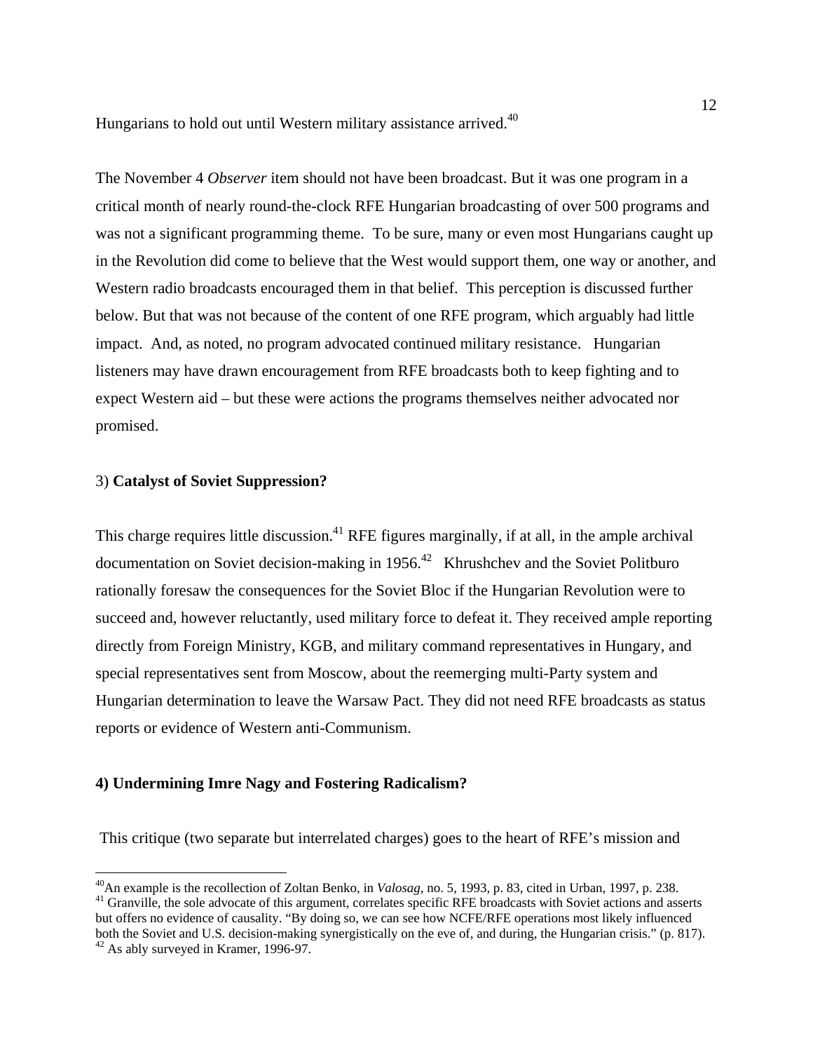Hungarians to hold out until Western military assistance arrived.[40]

The November 4 *Observer* item should not have been broadcast. But it was one program in a critical month of nearly round-the-clock RFE Hungarian broadcasting of over 500 programs and was not a significant programming theme. To be sure, many or even most Hungarians caught up in the Revolution did come to believe that the West would support them, one way or another, and Western radio broadcasts encouraged them in that belief. This perception is discussed further below. But that was not because of the content of one RFE program, which arguably had little impact. And, as noted, no program advocated continued military resistance. Hungarian listeners may have drawn encouragement from RFE broadcasts both to keep fighting and to expect Western aid – but these were actions the programs themselves neither advocated nor promised.

3) **Catalyst of Soviet Suppression?**

This charge requires little discussion.[41] RFE figures marginally, if at all, in the ample archival documentation on Soviet decision-making in 1956.[42] Khrushchev and the Soviet Politburo rationally foresaw the consequences for the Soviet Bloc if the Hungarian Revolution were to succeed and, however reluctantly, used military force to defeat it. They received ample reporting directly from Foreign Ministry, KGB, and military command representatives in Hungary, and special representatives sent from Moscow, about the reemerging multi-Party system and Hungarian determination to leave the Warsaw Pact. They did not need RFE broadcasts as status reports or evidence of Western anti-Communism.

**4) Undermining Imre Nagy and Fostering Radicalism?**

This critique (two separate but interrelated charges) goes to the heart of RFE's mission and

[40] An example is the recollection of Zoltan Benko, in *Valosag*, no. 5, 1993, p. 83, cited in Urban, 1997, p. 238.

[41] Granville, the sole advocate of this argument, correlates specific RFE broadcasts with Soviet actions and asserts but offers no evidence of causality. "By doing so, we can see how NCFE/RFE operations most likely influenced both the Soviet and U.S. decision-making synergistically on the eve of, and during, the Hungarian crisis." (p. 817).

[42] As ably surveyed in Kramer, 1996-97.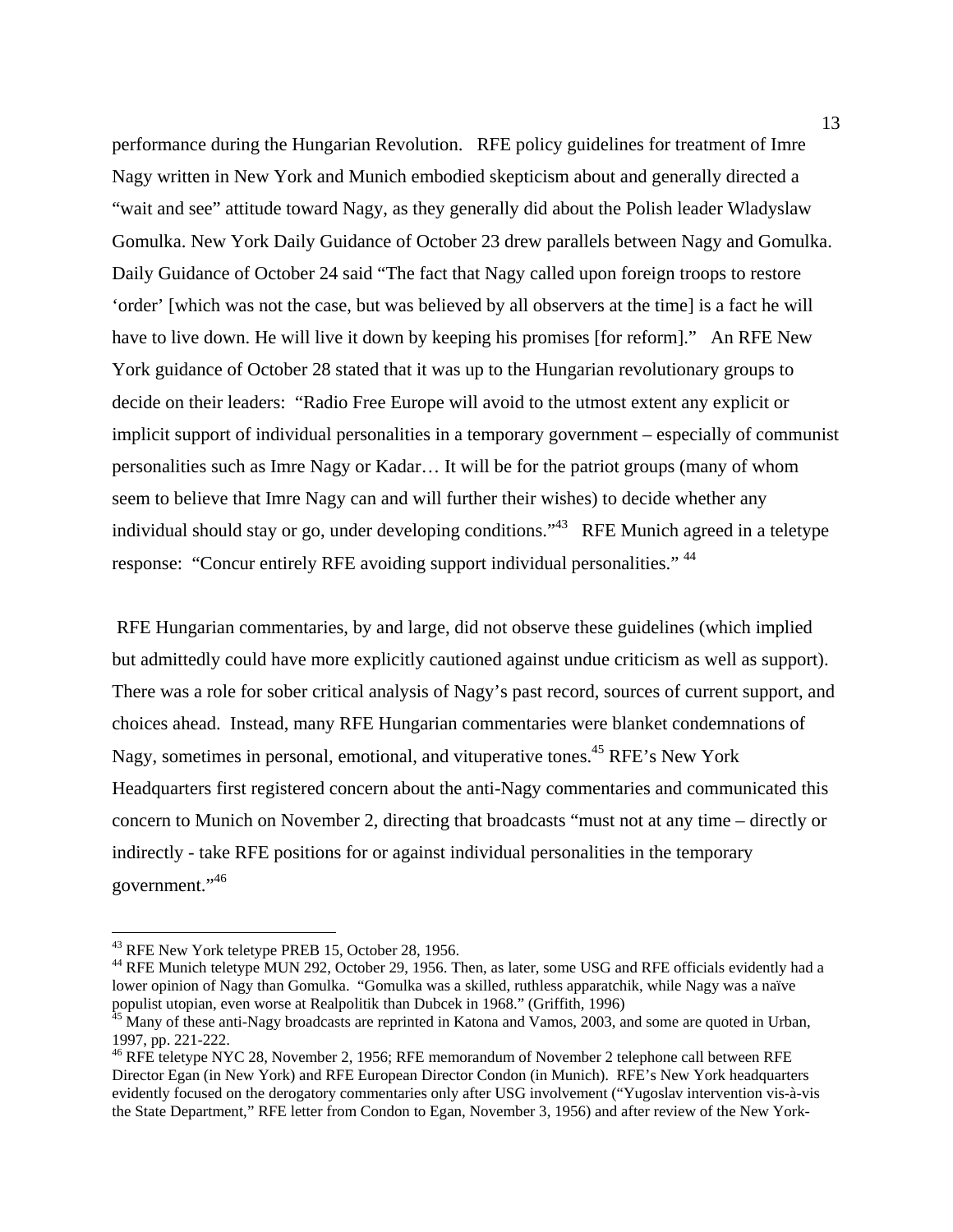performance during the Hungarian Revolution. RFE policy guidelines for treatment of Imre Nagy written in New York and Munich embodied skepticism about and generally directed a "wait and see" attitude toward Nagy, as they generally did about the Polish leader Wladyslaw Gomulka. New York Daily Guidance of October 23 drew parallels between Nagy and Gomulka. Daily Guidance of October 24 said "The fact that Nagy called upon foreign troops to restore 'order' [which was not the case, but was believed by all observers at the time] is a fact he will have to live down. He will live it down by keeping his promises [for reform]." An RFE New York guidance of October 28 stated that it was up to the Hungarian revolutionary groups to decide on their leaders: "Radio Free Europe will avoid to the utmost extent any explicit or implicit support of individual personalities in a temporary government – especially of communist personalities such as Imre Nagy or Kadar… It will be for the patriot groups (many of whom seem to believe that Imre Nagy can and will further their wishes) to decide whether any individual should stay or go, under developing conditions."[43] RFE Munich agreed in a teletype response: "Concur entirely RFE avoiding support individual personalities." [44]

RFE Hungarian commentaries, by and large, did not observe these guidelines (which implied but admittedly could have more explicitly cautioned against undue criticism as well as support). There was a role for sober critical analysis of Nagy's past record, sources of current support, and choices ahead. Instead, many RFE Hungarian commentaries were blanket condemnations of Nagy, sometimes in personal, emotional, and vituperative tones.[45] RFE's New York Headquarters first registered concern about the anti-Nagy commentaries and communicated this concern to Munich on November 2, directing that broadcasts "must not at any time – directly or indirectly - take RFE positions for or against individual personalities in the temporary government."[46]

---

[43] RFE New York teletype PREB 15, October 28, 1956.

[44] RFE Munich teletype MUN 292, October 29, 1956. Then, as later, some USG and RFE officials evidently had a lower opinion of Nagy than Gomulka. "Gomulka was a skilled, ruthless apparatchik, while Nagy was a naïve populist utopian, even worse at Realpolitik than Dubcek in 1968." (Griffith, 1996)

[45] Many of these anti-Nagy broadcasts are reprinted in Katona and Vamos, 2003, and some are quoted in Urban, 1997, pp. 221-222.

[46] RFE teletype NYC 28, November 2, 1956; RFE memorandum of November 2 telephone call between RFE Director Egan (in New York) and RFE European Director Condon (in Munich). RFE's New York headquarters evidently focused on the derogatory commentaries only after USG involvement ("Yugoslav intervention vis-à-vis the State Department," RFE letter from Condon to Egan, November 3, 1956) and after review of the New York-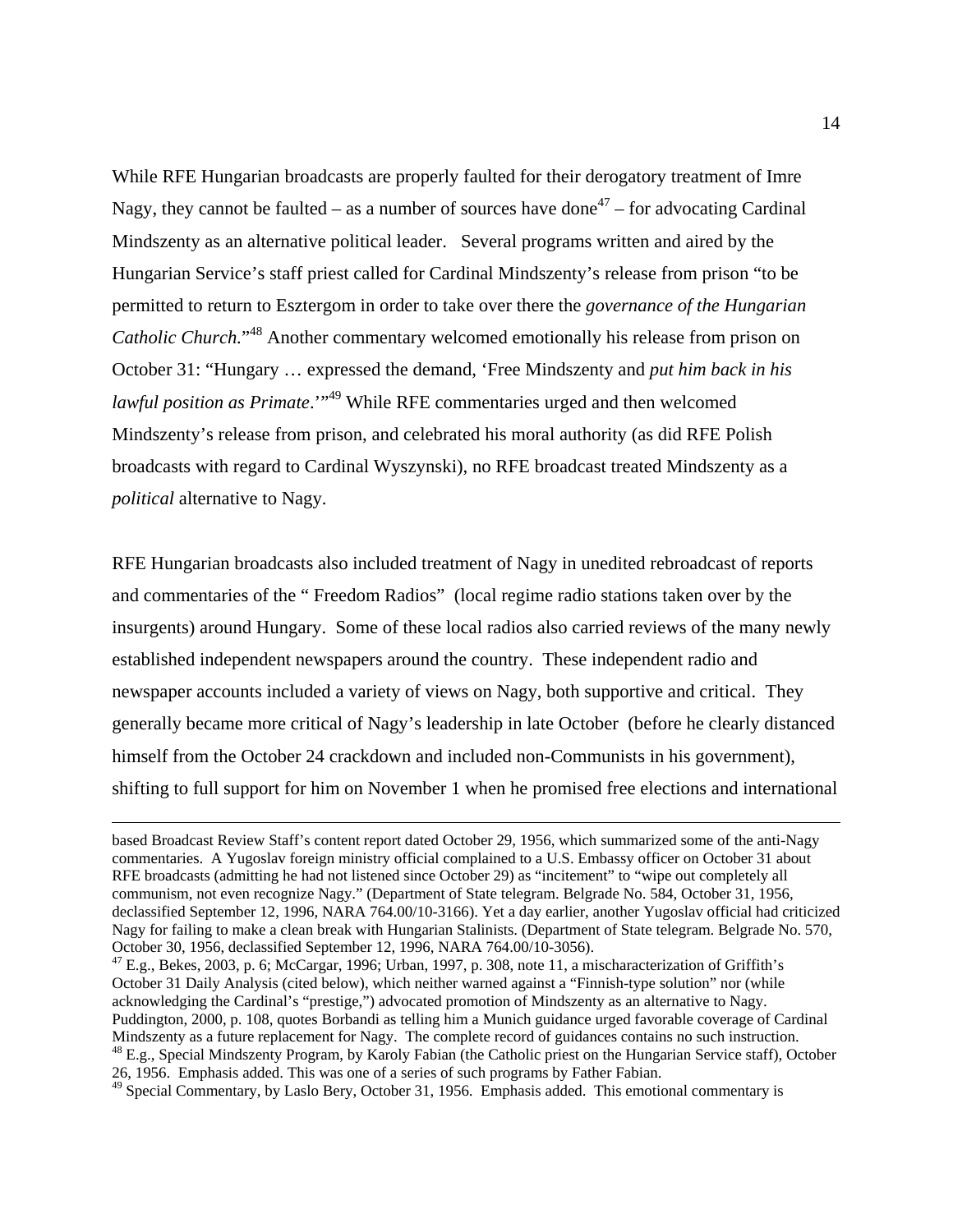While RFE Hungarian broadcasts are properly faulted for their derogatory treatment of Imre Nagy, they cannot be faulted – as a number of sources have done[47] – for advocating Cardinal Mindszenty as an alternative political leader. Several programs written and aired by the Hungarian Service's staff priest called for Cardinal Mindszenty's release from prison "to be permitted to return to Esztergom in order to take over there the *governance of the Hungarian Catholic Church*."[48] Another commentary welcomed emotionally his release from prison on October 31: "Hungary … expressed the demand, 'Free Mindszenty and *put him back in his lawful position as Primate*.'"[49] While RFE commentaries urged and then welcomed Mindszenty's release from prison, and celebrated his moral authority (as did RFE Polish broadcasts with regard to Cardinal Wyszynski), no RFE broadcast treated Mindszenty as a *political* alternative to Nagy.

RFE Hungarian broadcasts also included treatment of Nagy in unedited rebroadcast of reports and commentaries of the " Freedom Radios" (local regime radio stations taken over by the insurgents) around Hungary. Some of these local radios also carried reviews of the many newly established independent newspapers around the country. These independent radio and newspaper accounts included a variety of views on Nagy, both supportive and critical. They generally became more critical of Nagy's leadership in late October (before he clearly distanced himself from the October 24 crackdown and included non-Communists in his government), shifting to full support for him on November 1 when he promised free elections and international

---

based Broadcast Review Staff's content report dated October 29, 1956, which summarized some of the anti-Nagy commentaries. A Yugoslav foreign ministry official complained to a U.S. Embassy officer on October 31 about RFE broadcasts (admitting he had not listened since October 29) as "incitement" to "wipe out completely all communism, not even recognize Nagy." (Department of State telegram. Belgrade No. 584, October 31, 1956, declassified September 12, 1996, NARA 764.00/10-3166). Yet a day earlier, another Yugoslav official had criticized Nagy for failing to make a clean break with Hungarian Stalinists. (Department of State telegram. Belgrade No. 570, October 30, 1956, declassified September 12, 1996, NARA 764.00/10-3056).

[47] E.g., Bekes, 2003, p. 6; McCargar, 1996; Urban, 1997, p. 308, note 11, a mischaracterization of Griffith's October 31 Daily Analysis (cited below), which neither warned against a "Finnish-type solution" nor (while acknowledging the Cardinal's "prestige,") advocated promotion of Mindszenty as an alternative to Nagy. Puddington, 2000, p. 108, quotes Borbandi as telling him a Munich guidance urged favorable coverage of Cardinal Mindszenty as a future replacement for Nagy. The complete record of guidances contains no such instruction.

[48] E.g., Special Mindszenty Program, by Karoly Fabian (the Catholic priest on the Hungarian Service staff), October 26, 1956. Emphasis added. This was one of a series of such programs by Father Fabian.

[49] Special Commentary, by Laslo Bery, October 31, 1956. Emphasis added. This emotional commentary is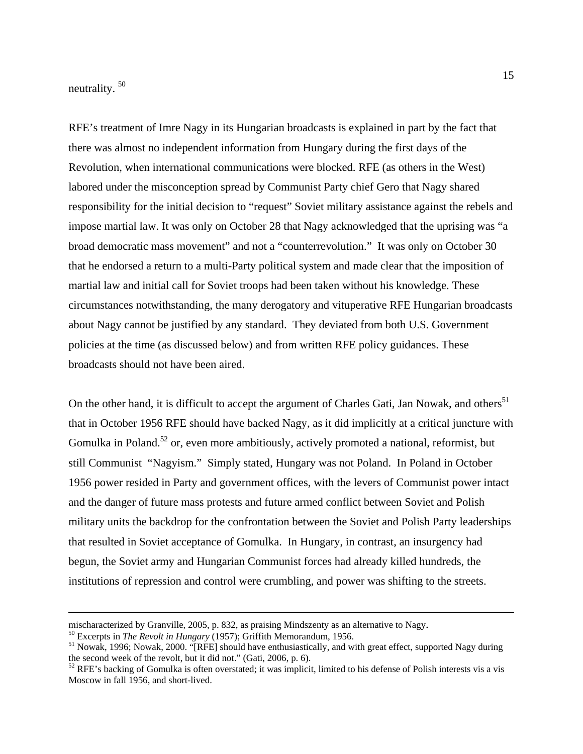neutrality. [50]

RFE's treatment of Imre Nagy in its Hungarian broadcasts is explained in part by the fact that there was almost no independent information from Hungary during the first days of the Revolution, when international communications were blocked. RFE (as others in the West) labored under the misconception spread by Communist Party chief Gero that Nagy shared responsibility for the initial decision to "request" Soviet military assistance against the rebels and impose martial law. It was only on October 28 that Nagy acknowledged that the uprising was "a broad democratic mass movement" and not a "counterrevolution." It was only on October 30 that he endorsed a return to a multi-Party political system and made clear that the imposition of martial law and initial call for Soviet troops had been taken without his knowledge. These circumstances notwithstanding, the many derogatory and vituperative RFE Hungarian broadcasts about Nagy cannot be justified by any standard. They deviated from both U.S. Government policies at the time (as discussed below) and from written RFE policy guidances. These broadcasts should not have been aired.

On the other hand, it is difficult to accept the argument of Charles Gati, Jan Nowak, and others[51] that in October 1956 RFE should have backed Nagy, as it did implicitly at a critical juncture with Gomulka in Poland.[52] or, even more ambitiously, actively promoted a national, reformist, but still Communist "Nagyism." Simply stated, Hungary was not Poland. In Poland in October 1956 power resided in Party and government offices, with the levers of Communist power intact and the danger of future mass protests and future armed conflict between Soviet and Polish military units the backdrop for the confrontation between the Soviet and Polish Party leaderships that resulted in Soviet acceptance of Gomulka. In Hungary, in contrast, an insurgency had begun, the Soviet army and Hungarian Communist forces had already killed hundreds, the institutions of repression and control were crumbling, and power was shifting to the streets.

---

mischaracterized by Granville, 2005, p. 832, as praising Mindszenty as an alternative to Nagy.

[50] Excerpts in *The Revolt in Hungary* (1957); Griffith Memorandum, 1956.

[51] Nowak, 1996; Nowak, 2000. "[RFE] should have enthusiastically, and with great effect, supported Nagy during the second week of the revolt, but it did not." (Gati, 2006, p. 6).

[52] RFE's backing of Gomulka is often overstated; it was implicit, limited to his defense of Polish interests vis a vis Moscow in fall 1956, and short-lived.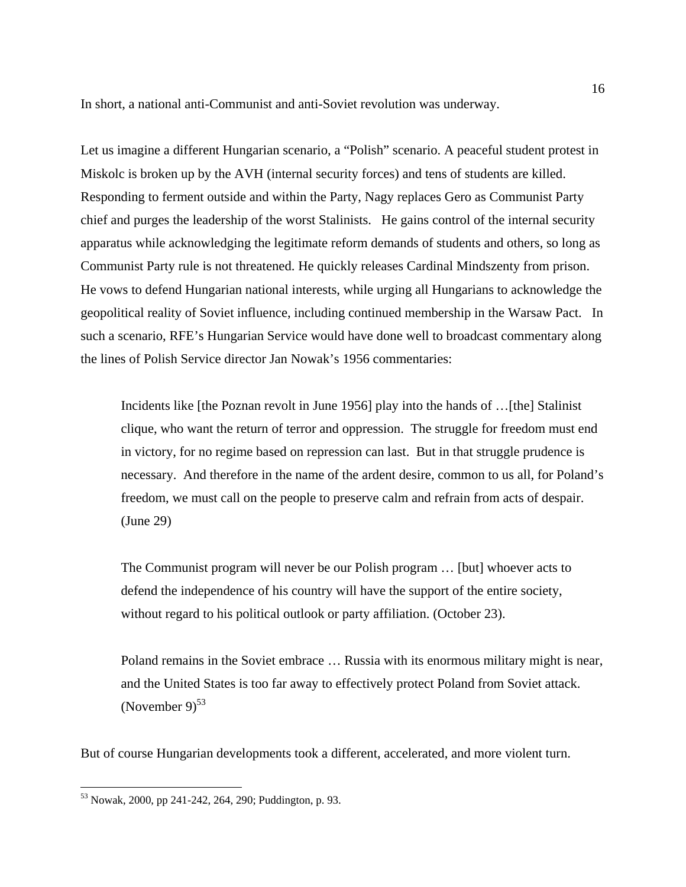In short, a national anti-Communist and anti-Soviet revolution was underway.

Let us imagine a different Hungarian scenario, a "Polish" scenario. A peaceful student protest in Miskolc is broken up by the AVH (internal security forces) and tens of students are killed. Responding to ferment outside and within the Party, Nagy replaces Gero as Communist Party chief and purges the leadership of the worst Stalinists. He gains control of the internal security apparatus while acknowledging the legitimate reform demands of students and others, so long as Communist Party rule is not threatened. He quickly releases Cardinal Mindszenty from prison. He vows to defend Hungarian national interests, while urging all Hungarians to acknowledge the geopolitical reality of Soviet influence, including continued membership in the Warsaw Pact. In such a scenario, RFE's Hungarian Service would have done well to broadcast commentary along the lines of Polish Service director Jan Nowak's 1956 commentaries:

> Incidents like [the Poznan revolt in June 1956] play into the hands of …[the] Stalinist clique, who want the return of terror and oppression. The struggle for freedom must end in victory, for no regime based on repression can last. But in that struggle prudence is necessary. And therefore in the name of the ardent desire, common to us all, for Poland's freedom, we must call on the people to preserve calm and refrain from acts of despair. (June 29)
>
> The Communist program will never be our Polish program … [but] whoever acts to defend the independence of his country will have the support of the entire society, without regard to his political outlook or party affiliation. (October 23).
>
> Poland remains in the Soviet embrace … Russia with its enormous military might is near, and the United States is too far away to effectively protect Poland from Soviet attack. (November 9)[53]

But of course Hungarian developments took a different, accelerated, and more violent turn.

---

[53] Nowak, 2000, pp 241-242, 264, 290; Puddington, p. 93.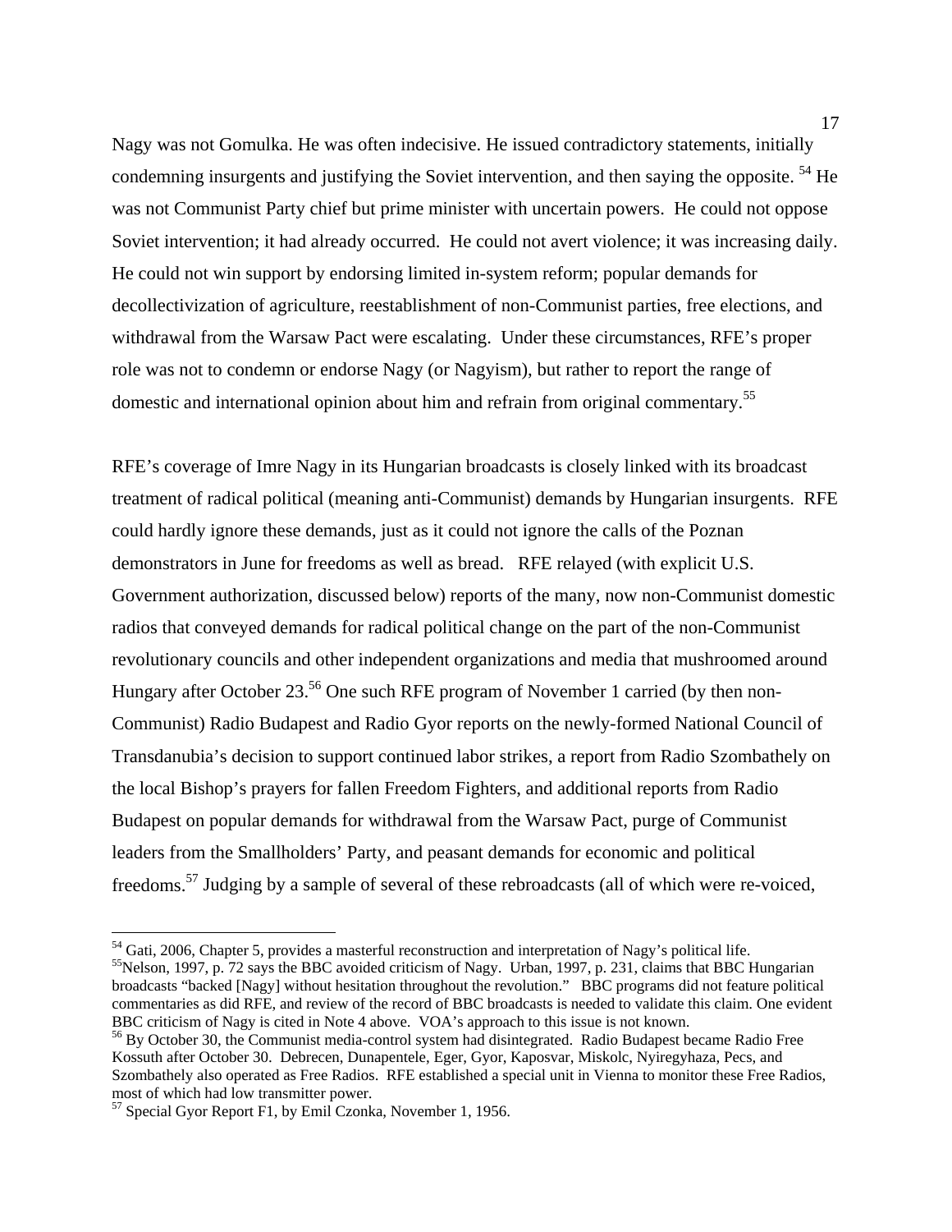Nagy was not Gomulka. He was often indecisive. He issued contradictory statements, initially condemning insurgents and justifying the Soviet intervention, and then saying the opposite. [54] He was not Communist Party chief but prime minister with uncertain powers. He could not oppose Soviet intervention; it had already occurred. He could not avert violence; it was increasing daily. He could not win support by endorsing limited in-system reform; popular demands for decollectivization of agriculture, reestablishment of non-Communist parties, free elections, and withdrawal from the Warsaw Pact were escalating. Under these circumstances, RFE's proper role was not to condemn or endorse Nagy (or Nagyism), but rather to report the range of domestic and international opinion about him and refrain from original commentary.[55]

RFE's coverage of Imre Nagy in its Hungarian broadcasts is closely linked with its broadcast treatment of radical political (meaning anti-Communist) demands by Hungarian insurgents. RFE could hardly ignore these demands, just as it could not ignore the calls of the Poznan demonstrators in June for freedoms as well as bread. RFE relayed (with explicit U.S. Government authorization, discussed below) reports of the many, now non-Communist domestic radios that conveyed demands for radical political change on the part of the non-Communist revolutionary councils and other independent organizations and media that mushroomed around Hungary after October 23.[56] One such RFE program of November 1 carried (by then non-Communist) Radio Budapest and Radio Gyor reports on the newly-formed National Council of Transdanubia's decision to support continued labor strikes, a report from Radio Szombathely on the local Bishop's prayers for fallen Freedom Fighters, and additional reports from Radio Budapest on popular demands for withdrawal from the Warsaw Pact, purge of Communist leaders from the Smallholders' Party, and peasant demands for economic and political freedoms.[57] Judging by a sample of several of these rebroadcasts (all of which were re-voiced,

---

[54] Gati, 2006, Chapter 5, provides a masterful reconstruction and interpretation of Nagy's political life.

[55] Nelson, 1997, p. 72 says the BBC avoided criticism of Nagy. Urban, 1997, p. 231, claims that BBC Hungarian broadcasts "backed [Nagy] without hesitation throughout the revolution." BBC programs did not feature political commentaries as did RFE, and review of the record of BBC broadcasts is needed to validate this claim. One evident BBC criticism of Nagy is cited in Note 4 above. VOA's approach to this issue is not known.

[56] By October 30, the Communist media-control system had disintegrated. Radio Budapest became Radio Free Kossuth after October 30. Debrecen, Dunapentele, Eger, Gyor, Kaposvar, Miskolc, Nyiregyhaza, Pecs, and Szombathely also operated as Free Radios. RFE established a special unit in Vienna to monitor these Free Radios, most of which had low transmitter power.

[57] Special Gyor Report F1, by Emil Czonka, November 1, 1956.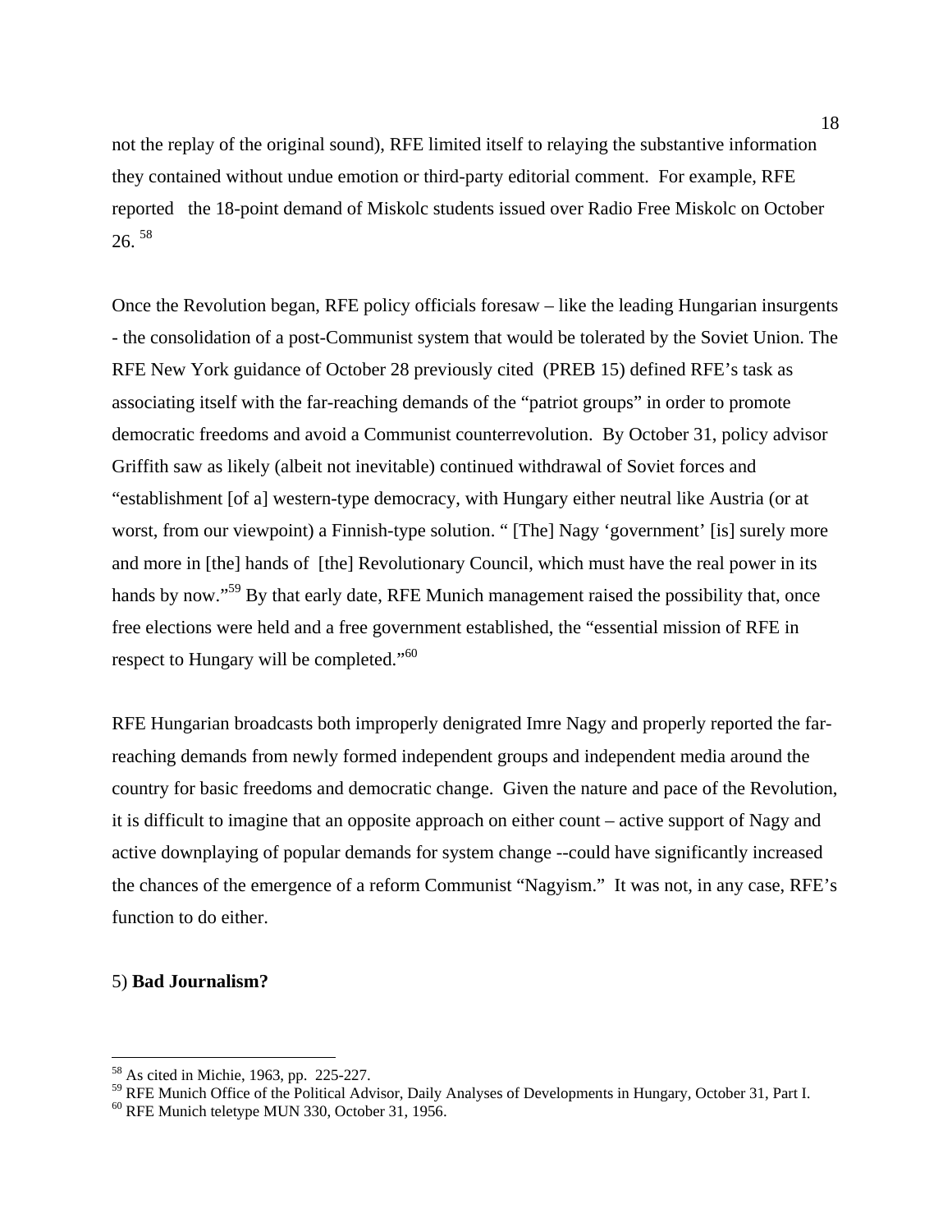not the replay of the original sound), RFE limited itself to relaying the substantive information they contained without undue emotion or third-party editorial comment. For example, RFE reported the 18-point demand of Miskolc students issued over Radio Free Miskolc on October 26. [58]

Once the Revolution began, RFE policy officials foresaw – like the leading Hungarian insurgents - the consolidation of a post-Communist system that would be tolerated by the Soviet Union. The RFE New York guidance of October 28 previously cited (PREB 15) defined RFE's task as associating itself with the far-reaching demands of the "patriot groups" in order to promote democratic freedoms and avoid a Communist counterrevolution. By October 31, policy advisor Griffith saw as likely (albeit not inevitable) continued withdrawal of Soviet forces and "establishment [of a] western-type democracy, with Hungary either neutral like Austria (or at worst, from our viewpoint) a Finnish-type solution. " [The] Nagy 'government' [is] surely more and more in [the] hands of [the] Revolutionary Council, which must have the real power in its hands by now."[59] By that early date, RFE Munich management raised the possibility that, once free elections were held and a free government established, the "essential mission of RFE in respect to Hungary will be completed."[60]

RFE Hungarian broadcasts both improperly denigrated Imre Nagy and properly reported the far-reaching demands from newly formed independent groups and independent media around the country for basic freedoms and democratic change. Given the nature and pace of the Revolution, it is difficult to imagine that an opposite approach on either count – active support of Nagy and active downplaying of popular demands for system change --could have significantly increased the chances of the emergence of a reform Communist "Nagyism." It was not, in any case, RFE's function to do either.

5) **Bad Journalism?**

---

[58] As cited in Michie, 1963, pp. 225-227.

[59] RFE Munich Office of the Political Advisor, Daily Analyses of Developments in Hungary, October 31, Part I.

[60] RFE Munich teletype MUN 330, October 31, 1956.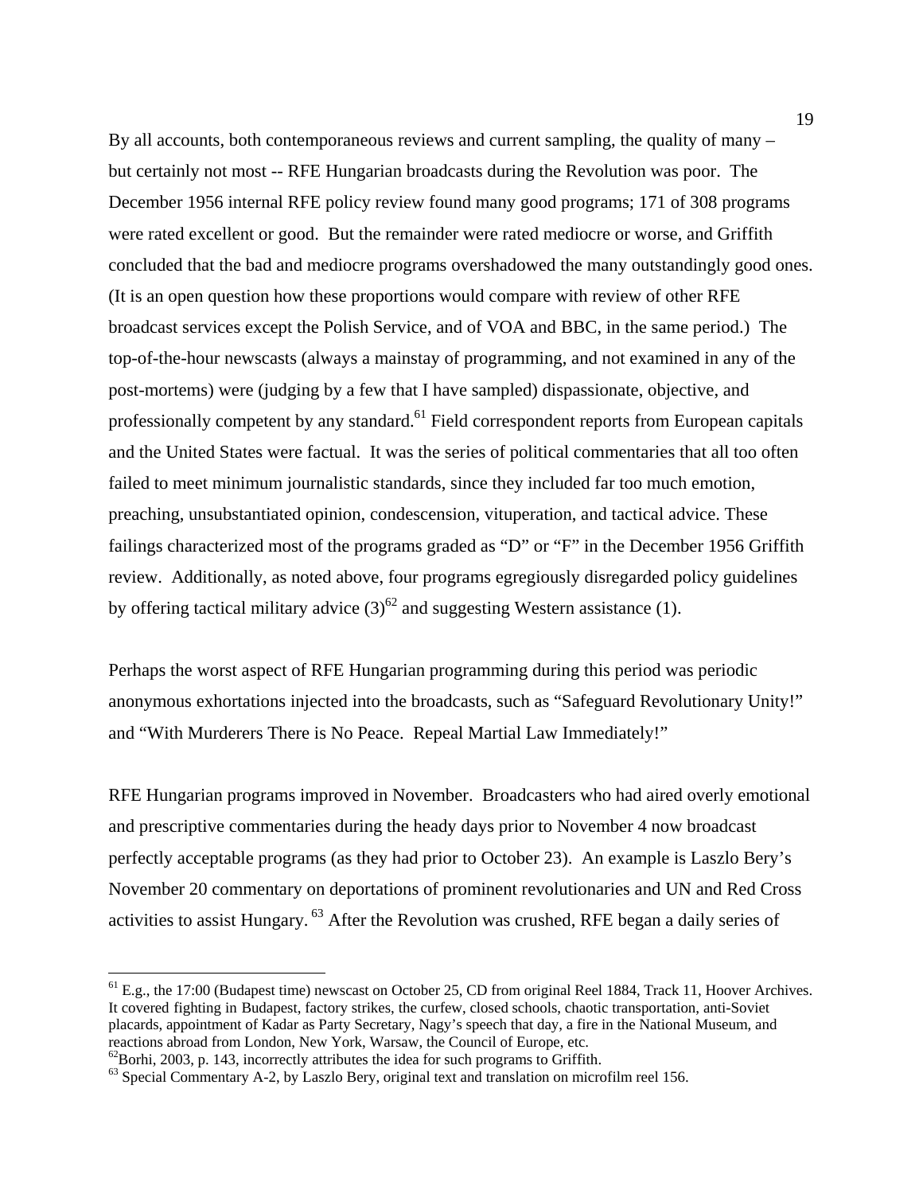By all accounts, both contemporaneous reviews and current sampling, the quality of many – but certainly not most -- RFE Hungarian broadcasts during the Revolution was poor. The December 1956 internal RFE policy review found many good programs; 171 of 308 programs were rated excellent or good. But the remainder were rated mediocre or worse, and Griffith concluded that the bad and mediocre programs overshadowed the many outstandingly good ones. (It is an open question how these proportions would compare with review of other RFE broadcast services except the Polish Service, and of VOA and BBC, in the same period.) The top-of-the-hour newscasts (always a mainstay of programming, and not examined in any of the post-mortems) were (judging by a few that I have sampled) dispassionate, objective, and professionally competent by any standard.[61] Field correspondent reports from European capitals and the United States were factual. It was the series of political commentaries that all too often failed to meet minimum journalistic standards, since they included far too much emotion, preaching, unsubstantiated opinion, condescension, vituperation, and tactical advice. These failings characterized most of the programs graded as "D" or "F" in the December 1956 Griffith review. Additionally, as noted above, four programs egregiously disregarded policy guidelines by offering tactical military advice (3)[62] and suggesting Western assistance (1).

Perhaps the worst aspect of RFE Hungarian programming during this period was periodic anonymous exhortations injected into the broadcasts, such as "Safeguard Revolutionary Unity!" and "With Murderers There is No Peace. Repeal Martial Law Immediately!"

RFE Hungarian programs improved in November. Broadcasters who had aired overly emotional and prescriptive commentaries during the heady days prior to November 4 now broadcast perfectly acceptable programs (as they had prior to October 23). An example is Laszlo Bery's November 20 commentary on deportations of prominent revolutionaries and UN and Red Cross activities to assist Hungary.[63] After the Revolution was crushed, RFE began a daily series of

---

[61] E.g., the 17:00 (Budapest time) newscast on October 25, CD from original Reel 1884, Track 11, Hoover Archives. It covered fighting in Budapest, factory strikes, the curfew, closed schools, chaotic transportation, anti-Soviet placards, appointment of Kadar as Party Secretary, Nagy's speech that day, a fire in the National Museum, and reactions abroad from London, New York, Warsaw, the Council of Europe, etc.

[62] Borhi, 2003, p. 143, incorrectly attributes the idea for such programs to Griffith.

[63] Special Commentary A-2, by Laszlo Bery, original text and translation on microfilm reel 156.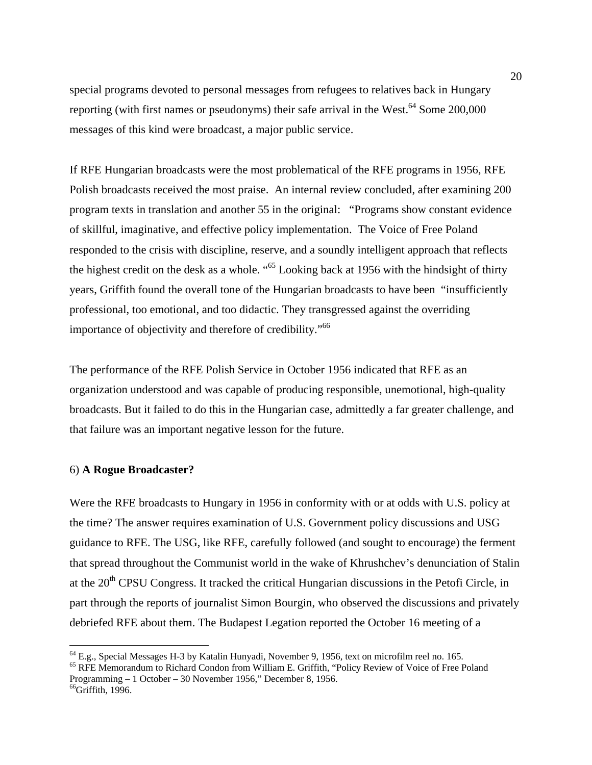special programs devoted to personal messages from refugees to relatives back in Hungary reporting (with first names or pseudonyms) their safe arrival in the West.[64] Some 200,000 messages of this kind were broadcast, a major public service.

If RFE Hungarian broadcasts were the most problematical of the RFE programs in 1956, RFE Polish broadcasts received the most praise. An internal review concluded, after examining 200 program texts in translation and another 55 in the original: "Programs show constant evidence of skillful, imaginative, and effective policy implementation. The Voice of Free Poland responded to the crisis with discipline, reserve, and a soundly intelligent approach that reflects the highest credit on the desk as a whole. "[65] Looking back at 1956 with the hindsight of thirty years, Griffith found the overall tone of the Hungarian broadcasts to have been "insufficiently professional, too emotional, and too didactic. They transgressed against the overriding importance of objectivity and therefore of credibility."[66]

The performance of the RFE Polish Service in October 1956 indicated that RFE as an organization understood and was capable of producing responsible, unemotional, high-quality broadcasts. But it failed to do this in the Hungarian case, admittedly a far greater challenge, and that failure was an important negative lesson for the future.

## 6) **A Rogue Broadcaster?**

Were the RFE broadcasts to Hungary in 1956 in conformity with or at odds with U.S. policy at the time? The answer requires examination of U.S. Government policy discussions and USG guidance to RFE. The USG, like RFE, carefully followed (and sought to encourage) the ferment that spread throughout the Communist world in the wake of Khrushchev's denunciation of Stalin at the 20th CPSU Congress. It tracked the critical Hungarian discussions in the Petofi Circle, in part through the reports of journalist Simon Bourgin, who observed the discussions and privately debriefed RFE about them. The Budapest Legation reported the October 16 meeting of a

---

[64] E.g., Special Messages H-3 by Katalin Hunyadi, November 9, 1956, text on microfilm reel no. 165.

[65] RFE Memorandum to Richard Condon from William E. Griffith, "Policy Review of Voice of Free Poland Programming – 1 October – 30 November 1956," December 8, 1956.

[66] Griffith, 1996.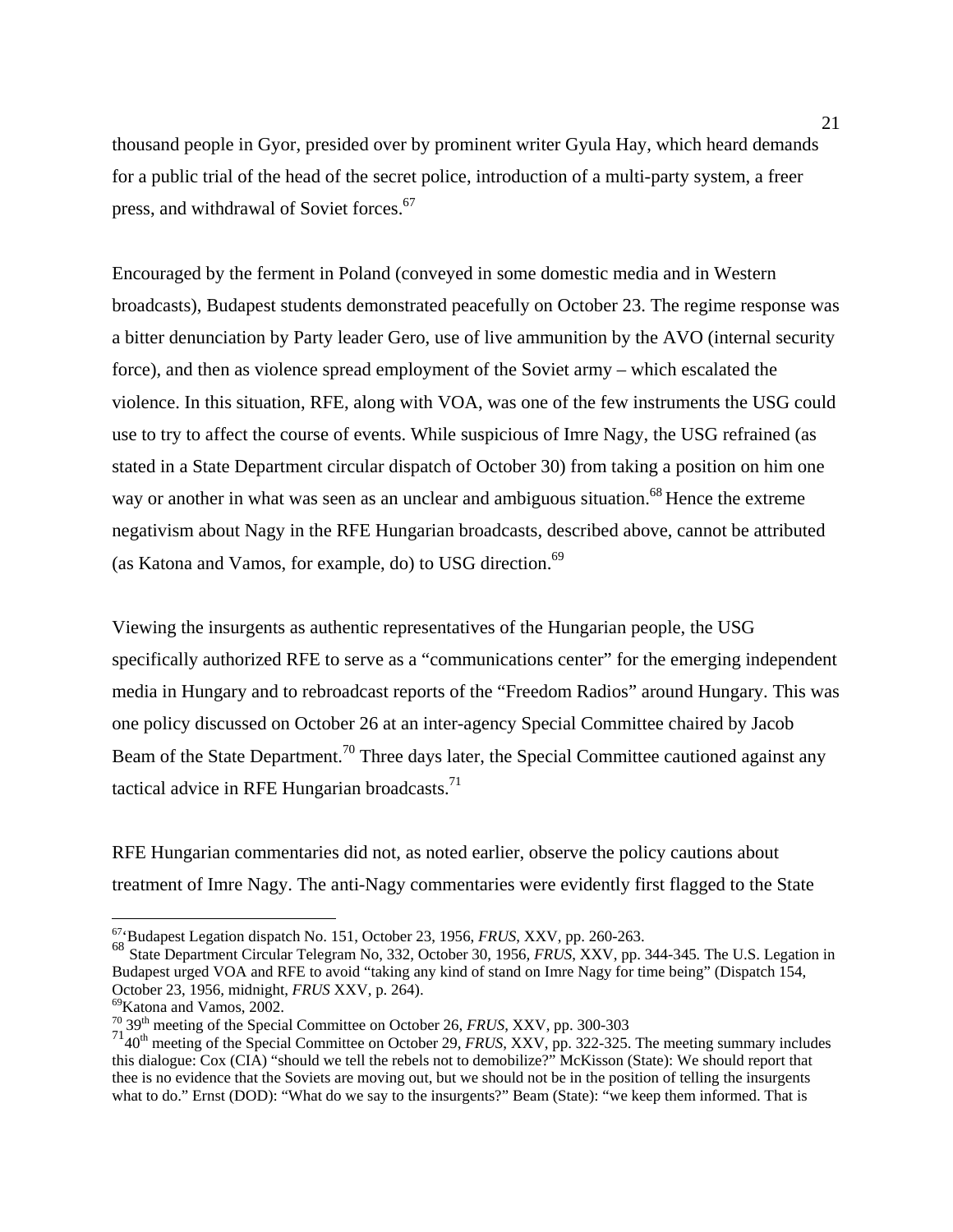thousand people in Gyor, presided over by prominent writer Gyula Hay, which heard demands for a public trial of the head of the secret police, introduction of a multi-party system, a freer press, and withdrawal of Soviet forces.[67]

Encouraged by the ferment in Poland (conveyed in some domestic media and in Western broadcasts), Budapest students demonstrated peacefully on October 23. The regime response was a bitter denunciation by Party leader Gero, use of live ammunition by the AVO (internal security force), and then as violence spread employment of the Soviet army – which escalated the violence. In this situation, RFE, along with VOA, was one of the few instruments the USG could use to try to affect the course of events. While suspicious of Imre Nagy, the USG refrained (as stated in a State Department circular dispatch of October 30) from taking a position on him one way or another in what was seen as an unclear and ambiguous situation.[68] Hence the extreme negativism about Nagy in the RFE Hungarian broadcasts, described above, cannot be attributed (as Katona and Vamos, for example, do) to USG direction.[69]

Viewing the insurgents as authentic representatives of the Hungarian people, the USG specifically authorized RFE to serve as a "communications center" for the emerging independent media in Hungary and to rebroadcast reports of the "Freedom Radios" around Hungary. This was one policy discussed on October 26 at an inter-agency Special Committee chaired by Jacob Beam of the State Department.[70] Three days later, the Special Committee cautioned against any tactical advice in RFE Hungarian broadcasts.[71]

RFE Hungarian commentaries did not, as noted earlier, observe the policy cautions about treatment of Imre Nagy. The anti-Nagy commentaries were evidently first flagged to the State

---

[67] 'Budapest Legation dispatch No. 151, October 23, 1956, *FRUS*, XXV, pp. 260-263.

[68] State Department Circular Telegram No, 332, October 30, 1956, *FRUS*, XXV, pp. 344-345. The U.S. Legation in Budapest urged VOA and RFE to avoid "taking any kind of stand on Imre Nagy for time being" (Dispatch 154, October 23, 1956, midnight, *FRUS* XXV, p. 264).

[69] Katona and Vamos, 2002.

[70] 39th meeting of the Special Committee on October 26, *FRUS*, XXV, pp. 300-303

[71] 40th meeting of the Special Committee on October 29, *FRUS*, XXV, pp. 322-325. The meeting summary includes this dialogue: Cox (CIA) "should we tell the rebels not to demobilize?" McKisson (State): We should report that thee is no evidence that the Soviets are moving out, but we should not be in the position of telling the insurgents what to do." Ernst (DOD): "What do we say to the insurgents?" Beam (State): "we keep them informed. That is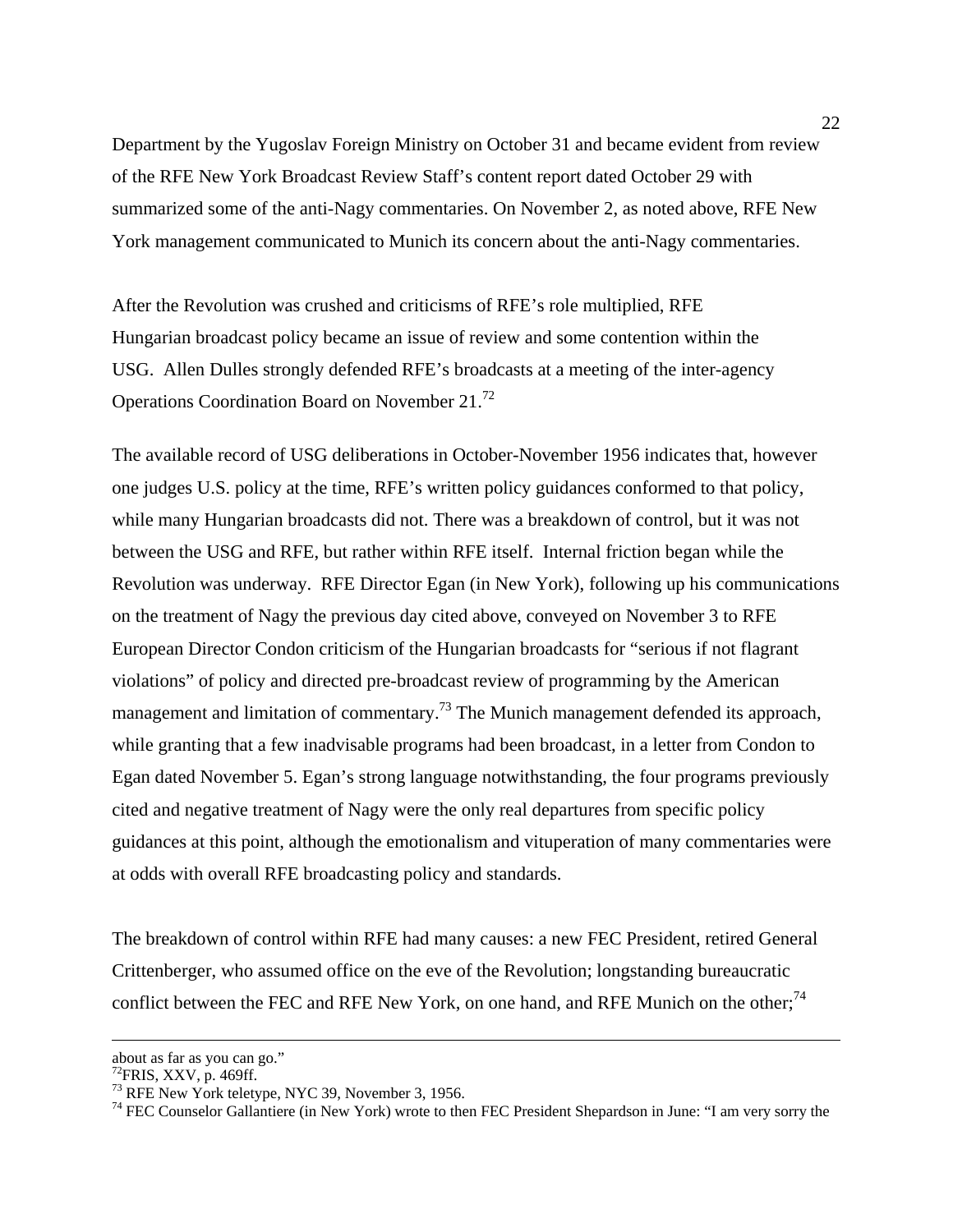Department by the Yugoslav Foreign Ministry on October 31 and became evident from review of the RFE New York Broadcast Review Staff's content report dated October 29 with summarized some of the anti-Nagy commentaries. On November 2, as noted above, RFE New York management communicated to Munich its concern about the anti-Nagy commentaries.

After the Revolution was crushed and criticisms of RFE's role multiplied, RFE Hungarian broadcast policy became an issue of review and some contention within the USG. Allen Dulles strongly defended RFE's broadcasts at a meeting of the inter-agency Operations Coordination Board on November 21.[72]

The available record of USG deliberations in October-November 1956 indicates that, however one judges U.S. policy at the time, RFE's written policy guidances conformed to that policy, while many Hungarian broadcasts did not. There was a breakdown of control, but it was not between the USG and RFE, but rather within RFE itself. Internal friction began while the Revolution was underway. RFE Director Egan (in New York), following up his communications on the treatment of Nagy the previous day cited above, conveyed on November 3 to RFE European Director Condon criticism of the Hungarian broadcasts for "serious if not flagrant violations" of policy and directed pre-broadcast review of programming by the American management and limitation of commentary.[73] The Munich management defended its approach, while granting that a few inadvisable programs had been broadcast, in a letter from Condon to Egan dated November 5. Egan's strong language notwithstanding, the four programs previously cited and negative treatment of Nagy were the only real departures from specific policy guidances at this point, although the emotionalism and vituperation of many commentaries were at odds with overall RFE broadcasting policy and standards.

The breakdown of control within RFE had many causes: a new FEC President, retired General Crittenberger, who assumed office on the eve of the Revolution; longstanding bureaucratic conflict between the FEC and RFE New York, on one hand, and RFE Munich on the other;[74]

---

about as far as you can go."

[72] FRIS, XXV, p. 469ff.

[73] RFE New York teletype, NYC 39, November 3, 1956.

[74] FEC Counselor Gallantiere (in New York) wrote to then FEC President Shepardson in June: "I am very sorry the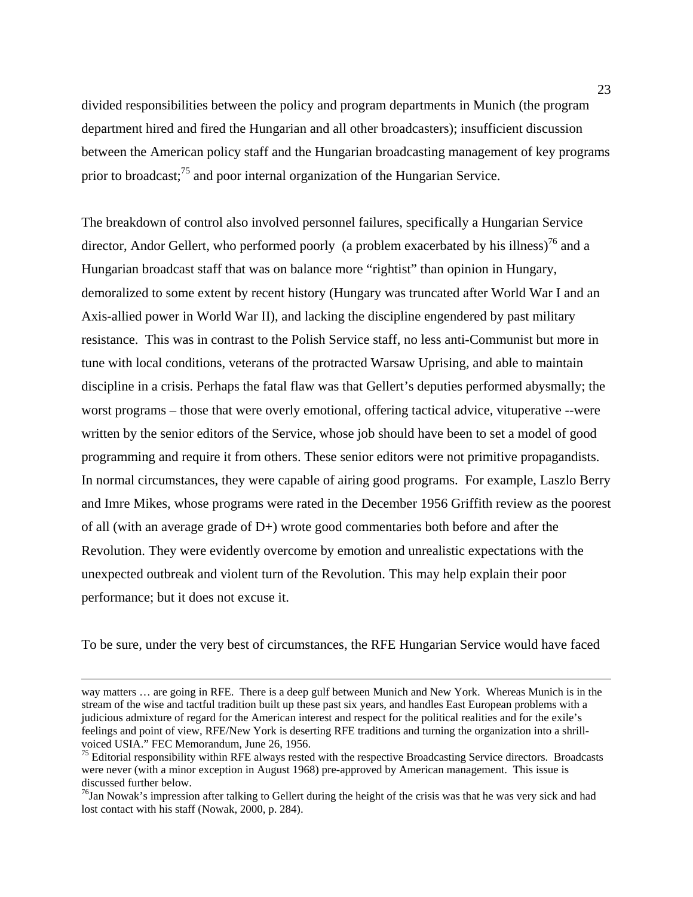divided responsibilities between the policy and program departments in Munich (the program department hired and fired the Hungarian and all other broadcasters); insufficient discussion between the American policy staff and the Hungarian broadcasting management of key programs prior to broadcast;[75] and poor internal organization of the Hungarian Service.

The breakdown of control also involved personnel failures, specifically a Hungarian Service director, Andor Gellert, who performed poorly (a problem exacerbated by his illness)[76] and a Hungarian broadcast staff that was on balance more "rightist" than opinion in Hungary, demoralized to some extent by recent history (Hungary was truncated after World War I and an Axis-allied power in World War II), and lacking the discipline engendered by past military resistance. This was in contrast to the Polish Service staff, no less anti-Communist but more in tune with local conditions, veterans of the protracted Warsaw Uprising, and able to maintain discipline in a crisis. Perhaps the fatal flaw was that Gellert's deputies performed abysmally; the worst programs – those that were overly emotional, offering tactical advice, vituperative --were written by the senior editors of the Service, whose job should have been to set a model of good programming and require it from others. These senior editors were not primitive propagandists. In normal circumstances, they were capable of airing good programs. For example, Laszlo Berry and Imre Mikes, whose programs were rated in the December 1956 Griffith review as the poorest of all (with an average grade of D+) wrote good commentaries both before and after the Revolution. They were evidently overcome by emotion and unrealistic expectations with the unexpected outbreak and violent turn of the Revolution. This may help explain their poor performance; but it does not excuse it.

To be sure, under the very best of circumstances, the RFE Hungarian Service would have faced

---

way matters … are going in RFE. There is a deep gulf between Munich and New York. Whereas Munich is in the stream of the wise and tactful tradition built up these past six years, and handles East European problems with a judicious admixture of regard for the American interest and respect for the political realities and for the exile's feelings and point of view, RFE/New York is deserting RFE traditions and turning the organization into a shrill-voiced USIA." FEC Memorandum, June 26, 1956.

[75] Editorial responsibility within RFE always rested with the respective Broadcasting Service directors. Broadcasts were never (with a minor exception in August 1968) pre-approved by American management. This issue is discussed further below.

[76] Jan Nowak's impression after talking to Gellert during the height of the crisis was that he was very sick and had lost contact with his staff (Nowak, 2000, p. 284).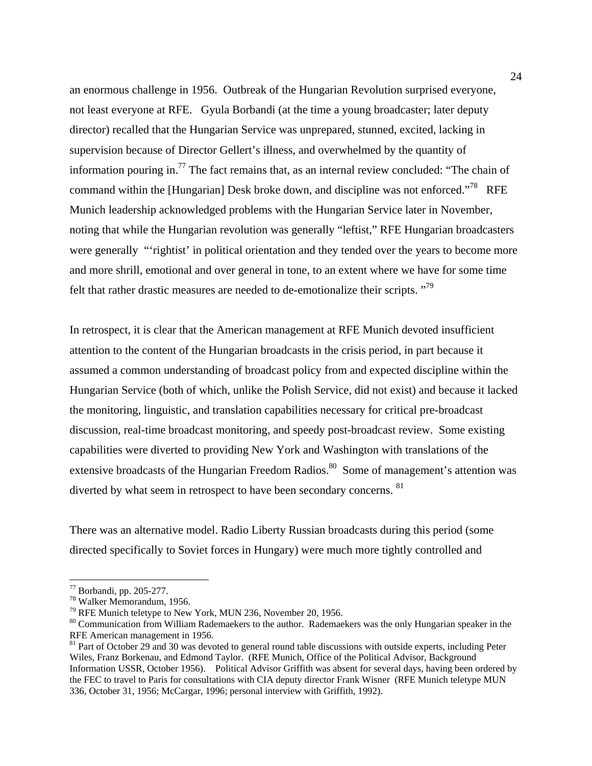an enormous challenge in 1956. Outbreak of the Hungarian Revolution surprised everyone, not least everyone at RFE. Gyula Borbandi (at the time a young broadcaster; later deputy director) recalled that the Hungarian Service was unprepared, stunned, excited, lacking in supervision because of Director Gellert's illness, and overwhelmed by the quantity of information pouring in.[77] The fact remains that, as an internal review concluded: "The chain of command within the [Hungarian] Desk broke down, and discipline was not enforced."[78] RFE Munich leadership acknowledged problems with the Hungarian Service later in November, noting that while the Hungarian revolution was generally "leftist," RFE Hungarian broadcasters were generally "'rightist' in political orientation and they tended over the years to become more and more shrill, emotional and over general in tone, to an extent where we have for some time felt that rather drastic measures are needed to de-emotionalize their scripts."[79]

In retrospect, it is clear that the American management at RFE Munich devoted insufficient attention to the content of the Hungarian broadcasts in the crisis period, in part because it assumed a common understanding of broadcast policy from and expected discipline within the Hungarian Service (both of which, unlike the Polish Service, did not exist) and because it lacked the monitoring, linguistic, and translation capabilities necessary for critical pre-broadcast discussion, real-time broadcast monitoring, and speedy post-broadcast review. Some existing capabilities were diverted to providing New York and Washington with translations of the extensive broadcasts of the Hungarian Freedom Radios.[80] Some of management's attention was diverted by what seem in retrospect to have been secondary concerns.[81]

There was an alternative model. Radio Liberty Russian broadcasts during this period (some directed specifically to Soviet forces in Hungary) were much more tightly controlled and

---

[77] Borbandi, pp. 205-277.

[78] Walker Memorandum, 1956.

[79] RFE Munich teletype to New York, MUN 236, November 20, 1956.

[80] Communication from William Rademaekers to the author. Rademaekers was the only Hungarian speaker in the RFE American management in 1956.

[81] Part of October 29 and 30 was devoted to general round table discussions with outside experts, including Peter Wiles, Franz Borkenau, and Edmond Taylor. (RFE Munich, Office of the Political Advisor, Background Information USSR, October 1956). Political Advisor Griffith was absent for several days, having been ordered by the FEC to travel to Paris for consultations with CIA deputy director Frank Wisner (RFE Munich teletype MUN 336, October 31, 1956; McCargar, 1996; personal interview with Griffith, 1992).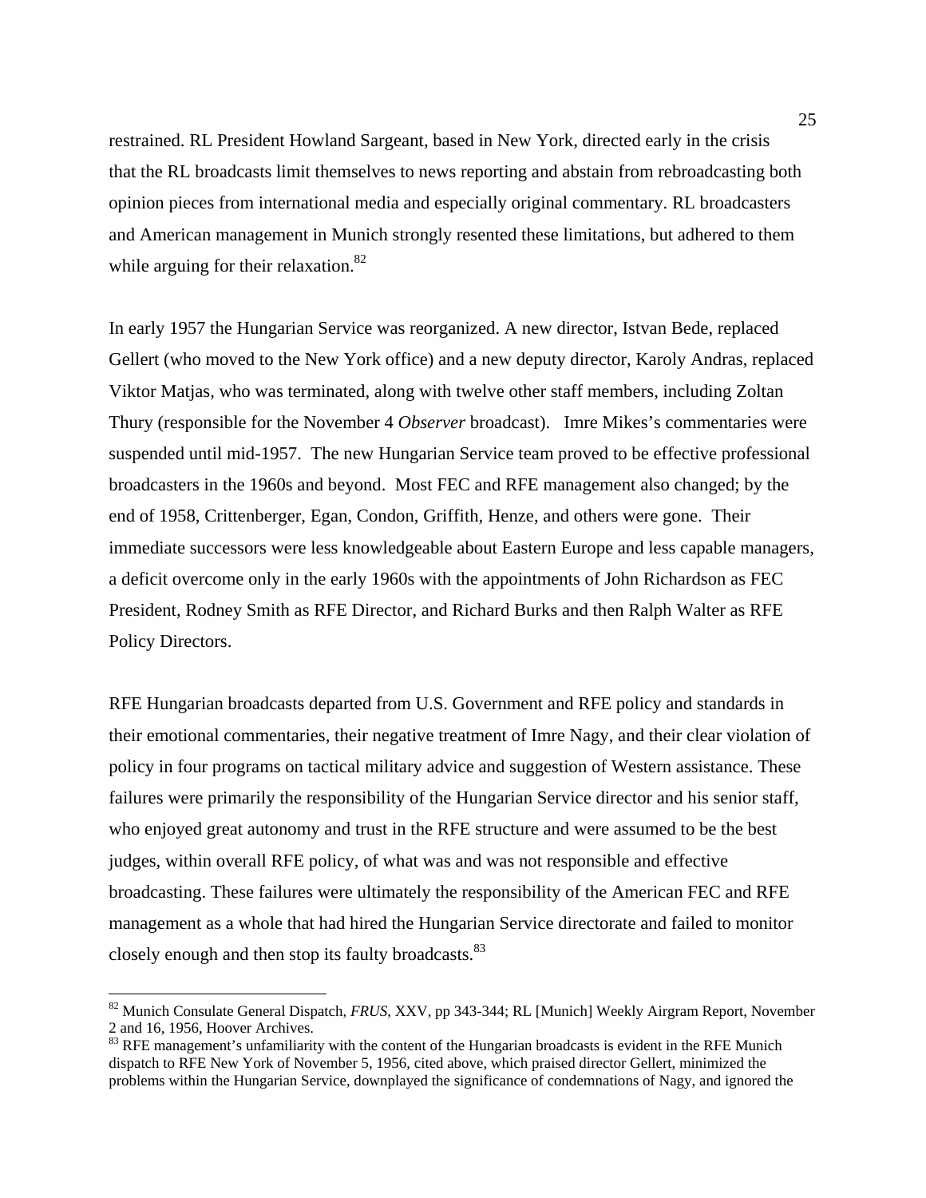restrained. RL President Howland Sargeant, based in New York, directed early in the crisis that the RL broadcasts limit themselves to news reporting and abstain from rebroadcasting both opinion pieces from international media and especially original commentary. RL broadcasters and American management in Munich strongly resented these limitations, but adhered to them while arguing for their relaxation.[82]

In early 1957 the Hungarian Service was reorganized. A new director, Istvan Bede, replaced Gellert (who moved to the New York office) and a new deputy director, Karoly Andras, replaced Viktor Matjas, who was terminated, along with twelve other staff members, including Zoltan Thury (responsible for the November 4 *Observer* broadcast). Imre Mikes's commentaries were suspended until mid-1957. The new Hungarian Service team proved to be effective professional broadcasters in the 1960s and beyond. Most FEC and RFE management also changed; by the end of 1958, Crittenberger, Egan, Condon, Griffith, Henze, and others were gone. Their immediate successors were less knowledgeable about Eastern Europe and less capable managers, a deficit overcome only in the early 1960s with the appointments of John Richardson as FEC President, Rodney Smith as RFE Director, and Richard Burks and then Ralph Walter as RFE Policy Directors.

RFE Hungarian broadcasts departed from U.S. Government and RFE policy and standards in their emotional commentaries, their negative treatment of Imre Nagy, and their clear violation of policy in four programs on tactical military advice and suggestion of Western assistance. These failures were primarily the responsibility of the Hungarian Service director and his senior staff, who enjoyed great autonomy and trust in the RFE structure and were assumed to be the best judges, within overall RFE policy, of what was and was not responsible and effective broadcasting. These failures were ultimately the responsibility of the American FEC and RFE management as a whole that had hired the Hungarian Service directorate and failed to monitor closely enough and then stop its faulty broadcasts.[83]

---

[82] Munich Consulate General Dispatch, *FRUS*, XXV, pp 343-344; RL [Munich] Weekly Airgram Report, November 2 and 16, 1956, Hoover Archives.

[83] RFE management's unfamiliarity with the content of the Hungarian broadcasts is evident in the RFE Munich dispatch to RFE New York of November 5, 1956, cited above, which praised director Gellert, minimized the problems within the Hungarian Service, downplayed the significance of condemnations of Nagy, and ignored the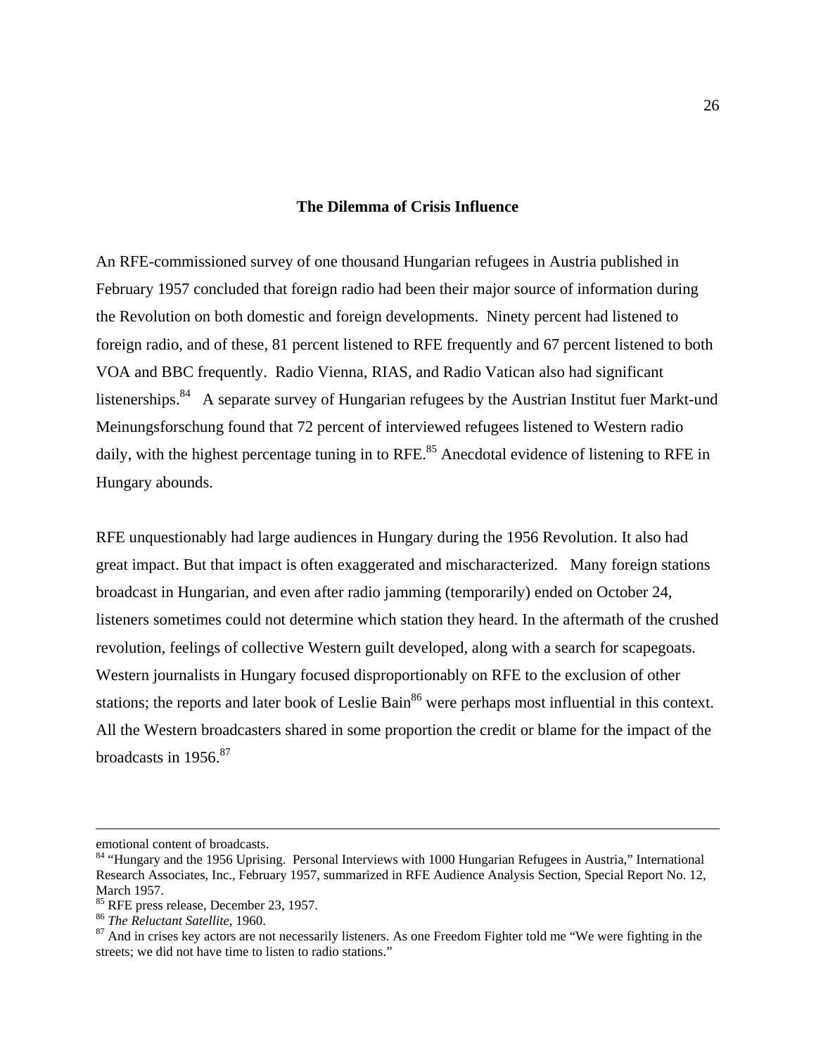### The Dilemma of Crisis Influence

An RFE-commissioned survey of one thousand Hungarian refugees in Austria published in February 1957 concluded that foreign radio had been their major source of information during the Revolution on both domestic and foreign developments. Ninety percent had listened to foreign radio, and of these, 81 percent listened to RFE frequently and 67 percent listened to both VOA and BBC frequently. Radio Vienna, RIAS, and Radio Vatican also had significant listenerships.[84] A separate survey of Hungarian refugees by the Austrian Institut fuer Markt-und Meinungsforschung found that 72 percent of interviewed refugees listened to Western radio daily, with the highest percentage tuning in to RFE.[85] Anecdotal evidence of listening to RFE in Hungary abounds.

RFE unquestionably had large audiences in Hungary during the 1956 Revolution. It also had great impact. But that impact is often exaggerated and mischaracterized. Many foreign stations broadcast in Hungarian, and even after radio jamming (temporarily) ended on October 24, listeners sometimes could not determine which station they heard. In the aftermath of the crushed revolution, feelings of collective Western guilt developed, along with a search for scapegoats. Western journalists in Hungary focused disproportionably on RFE to the exclusion of other stations; the reports and later book of Leslie Bain[86] were perhaps most influential in this context. All the Western broadcasters shared in some proportion the credit or blame for the impact of the broadcasts in 1956.[87]

---

emotional content of broadcasts.

[84] "Hungary and the 1956 Uprising. Personal Interviews with 1000 Hungarian Refugees in Austria," International Research Associates, Inc., February 1957, summarized in RFE Audience Analysis Section, Special Report No. 12, March 1957.

[85] RFE press release, December 23, 1957.

[86] *The Reluctant Satellite,* 1960.

[87] And in crises key actors are not necessarily listeners. As one Freedom Fighter told me "We were fighting in the streets; we did not have time to listen to radio stations."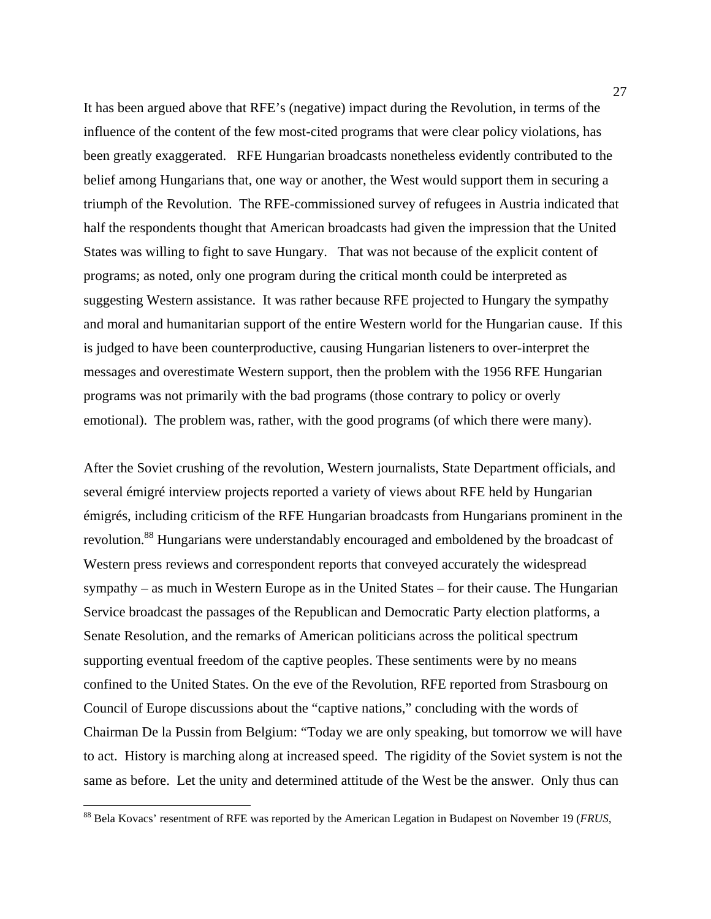It has been argued above that RFE's (negative) impact during the Revolution, in terms of the influence of the content of the few most-cited programs that were clear policy violations, has been greatly exaggerated. RFE Hungarian broadcasts nonetheless evidently contributed to the belief among Hungarians that, one way or another, the West would support them in securing a triumph of the Revolution. The RFE-commissioned survey of refugees in Austria indicated that half the respondents thought that American broadcasts had given the impression that the United States was willing to fight to save Hungary. That was not because of the explicit content of programs; as noted, only one program during the critical month could be interpreted as suggesting Western assistance. It was rather because RFE projected to Hungary the sympathy and moral and humanitarian support of the entire Western world for the Hungarian cause. If this is judged to have been counterproductive, causing Hungarian listeners to over-interpret the messages and overestimate Western support, then the problem with the 1956 RFE Hungarian programs was not primarily with the bad programs (those contrary to policy or overly emotional). The problem was, rather, with the good programs (of which there were many).

After the Soviet crushing of the revolution, Western journalists, State Department officials, and several émigré interview projects reported a variety of views about RFE held by Hungarian émigrés, including criticism of the RFE Hungarian broadcasts from Hungarians prominent in the revolution.[88] Hungarians were understandably encouraged and emboldened by the broadcast of Western press reviews and correspondent reports that conveyed accurately the widespread sympathy – as much in Western Europe as in the United States – for their cause. The Hungarian Service broadcast the passages of the Republican and Democratic Party election platforms, a Senate Resolution, and the remarks of American politicians across the political spectrum supporting eventual freedom of the captive peoples. These sentiments were by no means confined to the United States. On the eve of the Revolution, RFE reported from Strasbourg on Council of Europe discussions about the "captive nations," concluding with the words of Chairman De la Pussin from Belgium: "Today we are only speaking, but tomorrow we will have to act. History is marching along at increased speed. The rigidity of the Soviet system is not the same as before. Let the unity and determined attitude of the West be the answer. Only thus can

[88] Bela Kovacs' resentment of RFE was reported by the American Legation in Budapest on November 19 (*FRUS*,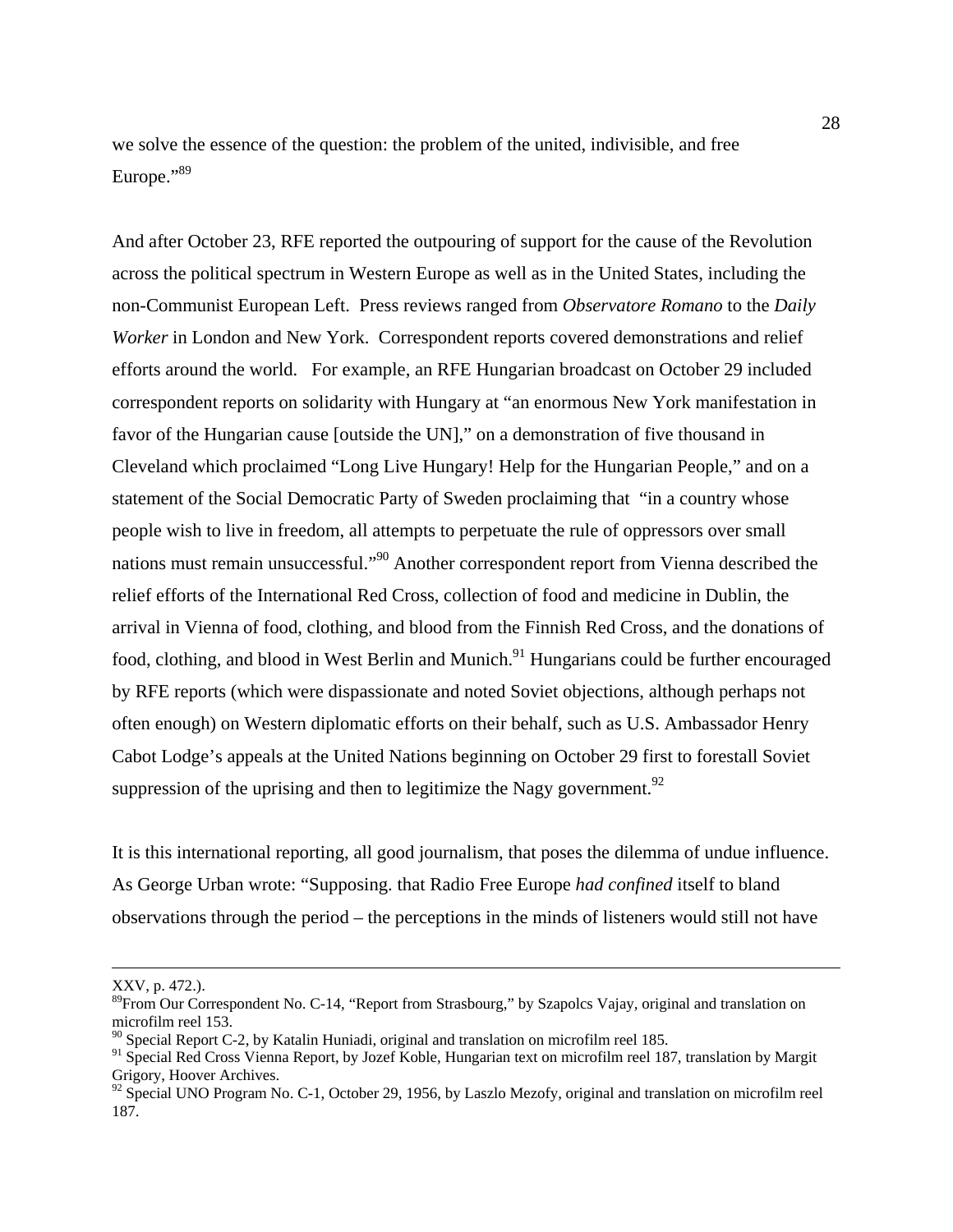we solve the essence of the question: the problem of the united, indivisible, and free Europe."[89]

And after October 23, RFE reported the outpouring of support for the cause of the Revolution across the political spectrum in Western Europe as well as in the United States, including the non-Communist European Left. Press reviews ranged from *Observatore Romano* to the *Daily Worker* in London and New York. Correspondent reports covered demonstrations and relief efforts around the world. For example, an RFE Hungarian broadcast on October 29 included correspondent reports on solidarity with Hungary at "an enormous New York manifestation in favor of the Hungarian cause [outside the UN]," on a demonstration of five thousand in Cleveland which proclaimed "Long Live Hungary! Help for the Hungarian People," and on a statement of the Social Democratic Party of Sweden proclaiming that "in a country whose people wish to live in freedom, all attempts to perpetuate the rule of oppressors over small nations must remain unsuccessful."[90] Another correspondent report from Vienna described the relief efforts of the International Red Cross, collection of food and medicine in Dublin, the arrival in Vienna of food, clothing, and blood from the Finnish Red Cross, and the donations of food, clothing, and blood in West Berlin and Munich.[91] Hungarians could be further encouraged by RFE reports (which were dispassionate and noted Soviet objections, although perhaps not often enough) on Western diplomatic efforts on their behalf, such as U.S. Ambassador Henry Cabot Lodge's appeals at the United Nations beginning on October 29 first to forestall Soviet suppression of the uprising and then to legitimize the Nagy government.[92]

It is this international reporting, all good journalism, that poses the dilemma of undue influence. As George Urban wrote: "Supposing. that Radio Free Europe *had confined* itself to bland observations through the period – the perceptions in the minds of listeners would still not have

---

XXV, p. 472.).

[89] From Our Correspondent No. C-14, "Report from Strasbourg," by Szapolcs Vajay, original and translation on microfilm reel 153.

[90] Special Report C-2, by Katalin Huniadi, original and translation on microfilm reel 185.

[91] Special Red Cross Vienna Report, by Jozef Koble, Hungarian text on microfilm reel 187, translation by Margit Grigory, Hoover Archives.

[92] Special UNO Program No. C-1, October 29, 1956, by Laszlo Mezofy, original and translation on microfilm reel 187.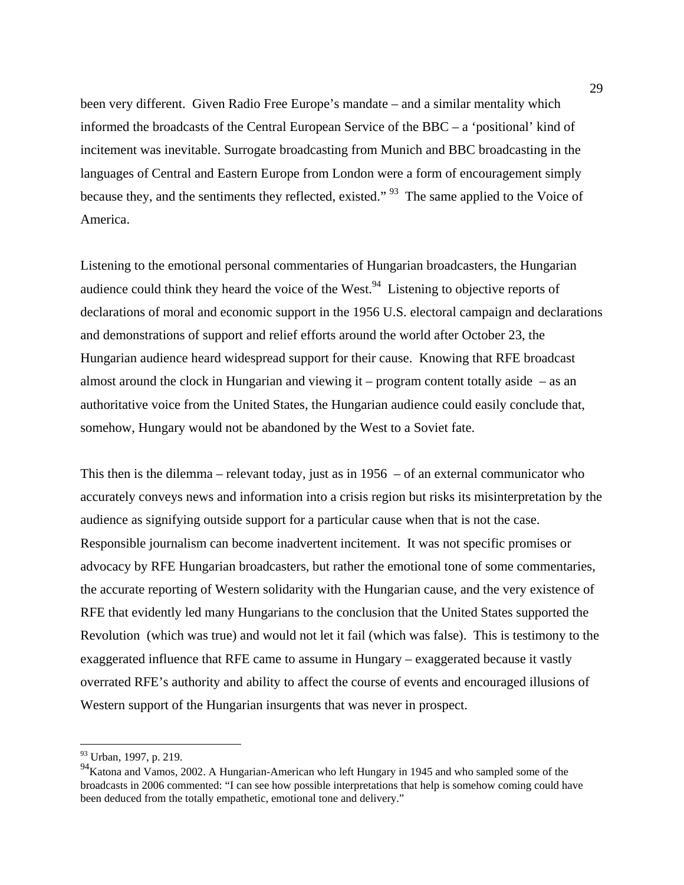been very different. Given Radio Free Europe's mandate – and a similar mentality which informed the broadcasts of the Central European Service of the BBC – a 'positional' kind of incitement was inevitable. Surrogate broadcasting from Munich and BBC broadcasting in the languages of Central and Eastern Europe from London were a form of encouragement simply because they, and the sentiments they reflected, existed." [93] The same applied to the Voice of America.

Listening to the emotional personal commentaries of Hungarian broadcasters, the Hungarian audience could think they heard the voice of the West.[94] Listening to objective reports of declarations of moral and economic support in the 1956 U.S. electoral campaign and declarations and demonstrations of support and relief efforts around the world after October 23, the Hungarian audience heard widespread support for their cause. Knowing that RFE broadcast almost around the clock in Hungarian and viewing it – program content totally aside – as an authoritative voice from the United States, the Hungarian audience could easily conclude that, somehow, Hungary would not be abandoned by the West to a Soviet fate.

This then is the dilemma – relevant today, just as in 1956 – of an external communicator who accurately conveys news and information into a crisis region but risks its misinterpretation by the audience as signifying outside support for a particular cause when that is not the case. Responsible journalism can become inadvertent incitement. It was not specific promises or advocacy by RFE Hungarian broadcasters, but rather the emotional tone of some commentaries, the accurate reporting of Western solidarity with the Hungarian cause, and the very existence of RFE that evidently led many Hungarians to the conclusion that the United States supported the Revolution (which was true) and would not let it fail (which was false). This is testimony to the exaggerated influence that RFE came to assume in Hungary – exaggerated because it vastly overrated RFE's authority and ability to affect the course of events and encouraged illusions of Western support of the Hungarian insurgents that was never in prospect.

---

[93] Urban, 1997, p. 219.

[94] Katona and Vamos, 2002. A Hungarian-American who left Hungary in 1945 and who sampled some of the broadcasts in 2006 commented: "I can see how possible interpretations that help is somehow coming could have been deduced from the totally empathetic, emotional tone and delivery."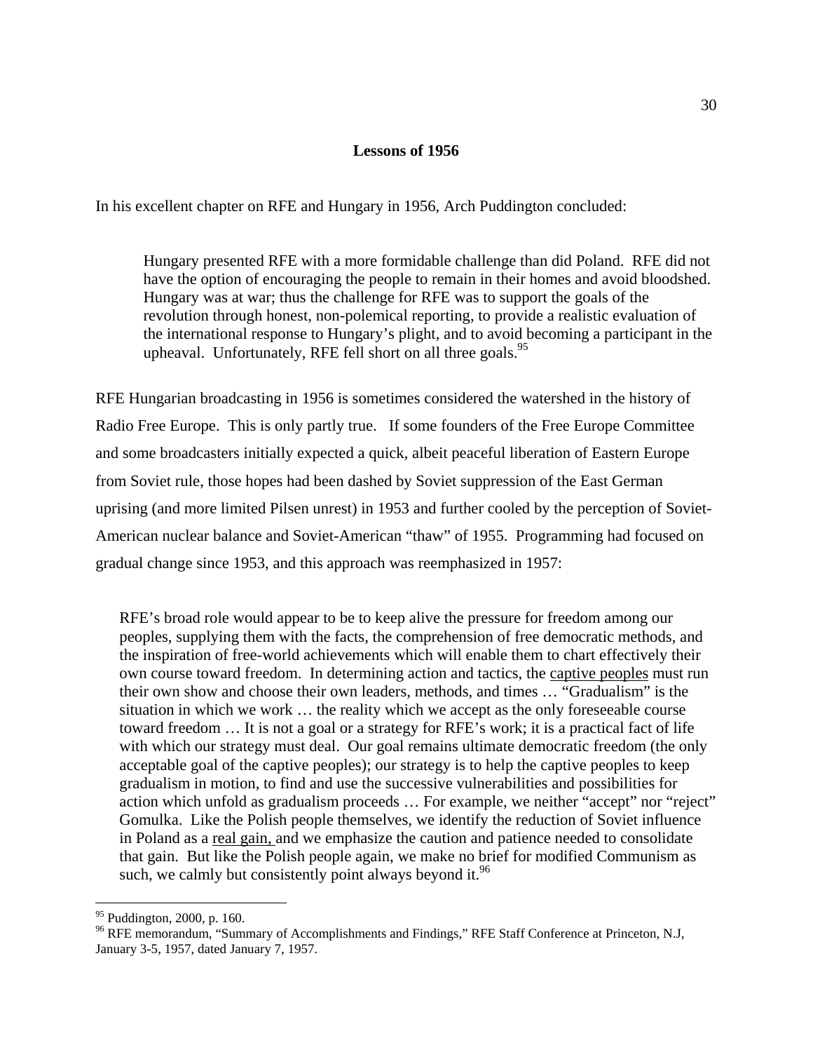## Lessons of 1956

In his excellent chapter on RFE and Hungary in 1956, Arch Puddington concluded:

> Hungary presented RFE with a more formidable challenge than did Poland. RFE did not have the option of encouraging the people to remain in their homes and avoid bloodshed. Hungary was at war; thus the challenge for RFE was to support the goals of the revolution through honest, non-polemical reporting, to provide a realistic evaluation of the international response to Hungary's plight, and to avoid becoming a participant in the upheaval. Unfortunately, RFE fell short on all three goals.[95]

RFE Hungarian broadcasting in 1956 is sometimes considered the watershed in the history of Radio Free Europe. This is only partly true. If some founders of the Free Europe Committee and some broadcasters initially expected a quick, albeit peaceful liberation of Eastern Europe from Soviet rule, those hopes had been dashed by Soviet suppression of the East German uprising (and more limited Pilsen unrest) in 1953 and further cooled by the perception of Soviet-American nuclear balance and Soviet-American "thaw" of 1955. Programming had focused on gradual change since 1953, and this approach was reemphasized in 1957:

> RFE's broad role would appear to be to keep alive the pressure for freedom among our peoples, supplying them with the facts, the comprehension of free democratic methods, and the inspiration of free-world achievements which will enable them to chart effectively their own course toward freedom. In determining action and tactics, the <u>captive peoples</u> must run their own show and choose their own leaders, methods, and times … "Gradualism" is the situation in which we work … the reality which we accept as the only foreseeable course toward freedom … It is not a goal or a strategy for RFE's work; it is a practical fact of life with which our strategy must deal. Our goal remains ultimate democratic freedom (the only acceptable goal of the captive peoples); our strategy is to help the captive peoples to keep gradualism in motion, to find and use the successive vulnerabilities and possibilities for action which unfold as gradualism proceeds … For example, we neither "accept" nor "reject" Gomulka. Like the Polish people themselves, we identify the reduction of Soviet influence in Poland as a <u>real gain,</u> and we emphasize the caution and patience needed to consolidate that gain. But like the Polish people again, we make no brief for modified Communism as such, we calmly but consistently point always beyond it.[96]

---

[95] Puddington, 2000, p. 160.

[96] RFE memorandum, "Summary of Accomplishments and Findings," RFE Staff Conference at Princeton, N.J, January 3-5, 1957, dated January 7, 1957.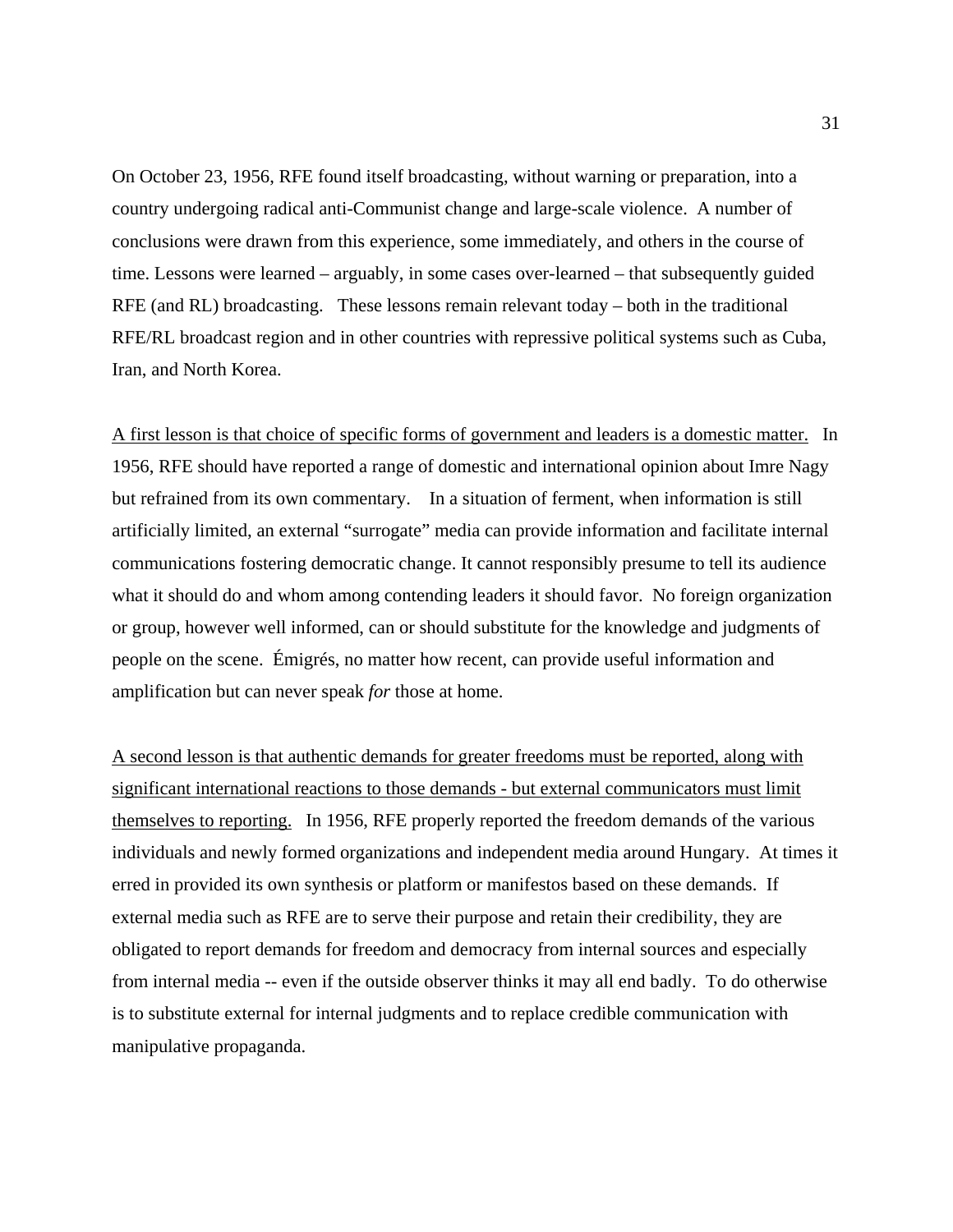On October 23, 1956, RFE found itself broadcasting, without warning or preparation, into a country undergoing radical anti-Communist change and large-scale violence. A number of conclusions were drawn from this experience, some immediately, and others in the course of time. Lessons were learned – arguably, in some cases over-learned – that subsequently guided RFE (and RL) broadcasting. These lessons remain relevant today – both in the traditional RFE/RL broadcast region and in other countries with repressive political systems such as Cuba, Iran, and North Korea.

<u>A first lesson is that choice of specific forms of government and leaders is a domestic matter.</u> In 1956, RFE should have reported a range of domestic and international opinion about Imre Nagy but refrained from its own commentary. In a situation of ferment, when information is still artificially limited, an external "surrogate" media can provide information and facilitate internal communications fostering democratic change. It cannot responsibly presume to tell its audience what it should do and whom among contending leaders it should favor. No foreign organization or group, however well informed, can or should substitute for the knowledge and judgments of people on the scene. Émigrés, no matter how recent, can provide useful information and amplification but can never speak *for* those at home.

<u>A second lesson is that authentic demands for greater freedoms must be reported, along with significant international reactions to those demands - but external communicators must limit themselves to reporting.</u> In 1956, RFE properly reported the freedom demands of the various individuals and newly formed organizations and independent media around Hungary. At times it erred in provided its own synthesis or platform or manifestos based on these demands. If external media such as RFE are to serve their purpose and retain their credibility, they are obligated to report demands for freedom and democracy from internal sources and especially from internal media -- even if the outside observer thinks it may all end badly. To do otherwise is to substitute external for internal judgments and to replace credible communication with manipulative propaganda.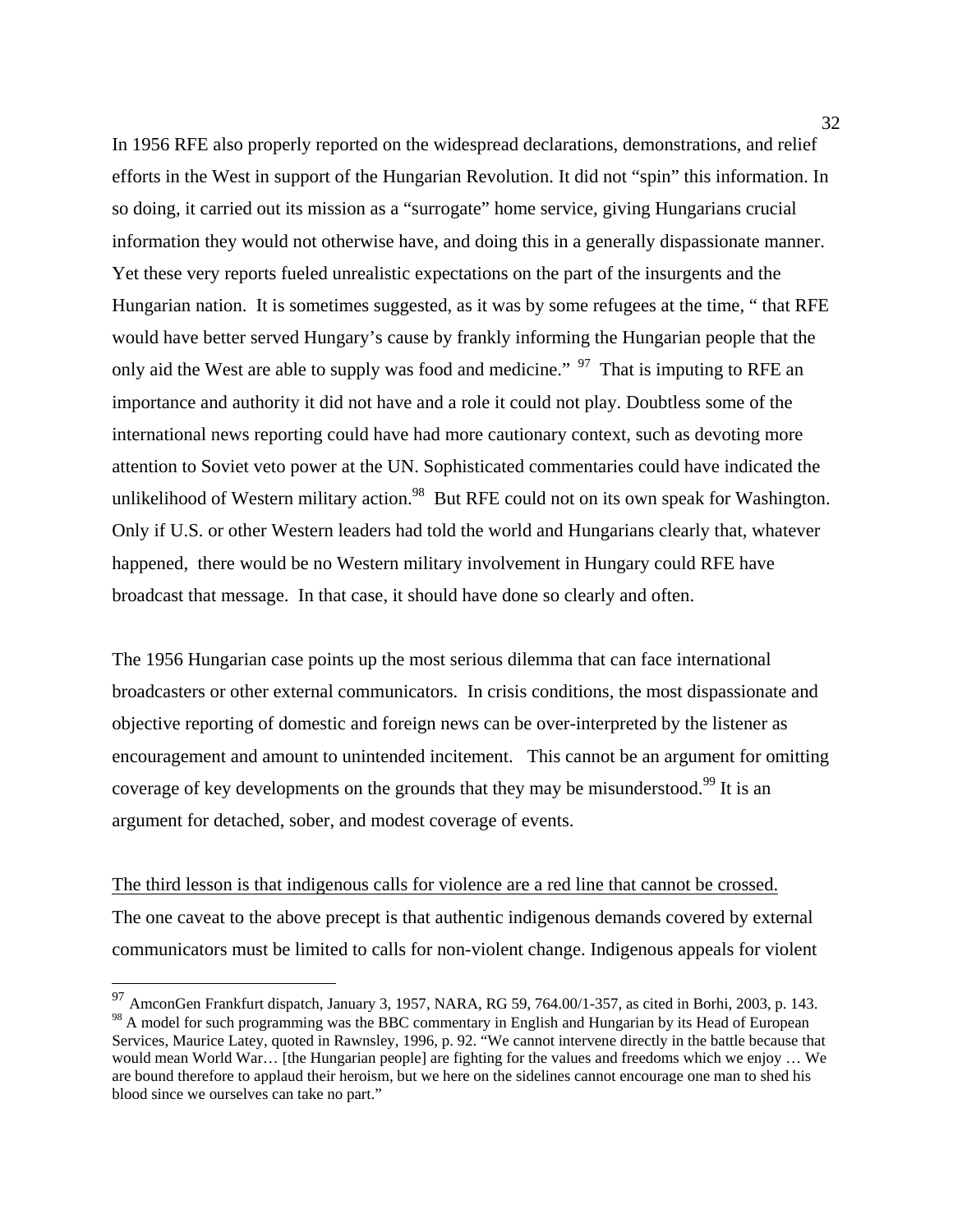In 1956 RFE also properly reported on the widespread declarations, demonstrations, and relief efforts in the West in support of the Hungarian Revolution. It did not "spin" this information. In so doing, it carried out its mission as a "surrogate" home service, giving Hungarians crucial information they would not otherwise have, and doing this in a generally dispassionate manner. Yet these very reports fueled unrealistic expectations on the part of the insurgents and the Hungarian nation. It is sometimes suggested, as it was by some refugees at the time, " that RFE would have better served Hungary's cause by frankly informing the Hungarian people that the only aid the West are able to supply was food and medicine." [97] That is imputing to RFE an importance and authority it did not have and a role it could not play. Doubtless some of the international news reporting could have had more cautionary context, such as devoting more attention to Soviet veto power at the UN. Sophisticated commentaries could have indicated the unlikelihood of Western military action.[98] But RFE could not on its own speak for Washington. Only if U.S. or other Western leaders had told the world and Hungarians clearly that, whatever happened, there would be no Western military involvement in Hungary could RFE have broadcast that message. In that case, it should have done so clearly and often.

The 1956 Hungarian case points up the most serious dilemma that can face international broadcasters or other external communicators. In crisis conditions, the most dispassionate and objective reporting of domestic and foreign news can be over-interpreted by the listener as encouragement and amount to unintended incitement. This cannot be an argument for omitting coverage of key developments on the grounds that they may be misunderstood.[99] It is an argument for detached, sober, and modest coverage of events.

<u>The third lesson is that indigenous calls for violence are a red line that cannot be crossed.</u> The one caveat to the above precept is that authentic indigenous demands covered by external communicators must be limited to calls for non-violent change. Indigenous appeals for violent

---

[97] AmconGen Frankfurt dispatch, January 3, 1957, NARA, RG 59, 764.00/1-357, as cited in Borhi, 2003, p. 143.

[98] A model for such programming was the BBC commentary in English and Hungarian by its Head of European Services, Maurice Latey, quoted in Rawnsley, 1996, p. 92. "We cannot intervene directly in the battle because that would mean World War… [the Hungarian people] are fighting for the values and freedoms which we enjoy … We are bound therefore to applaud their heroism, but we here on the sidelines cannot encourage one man to shed his blood since we ourselves can take no part."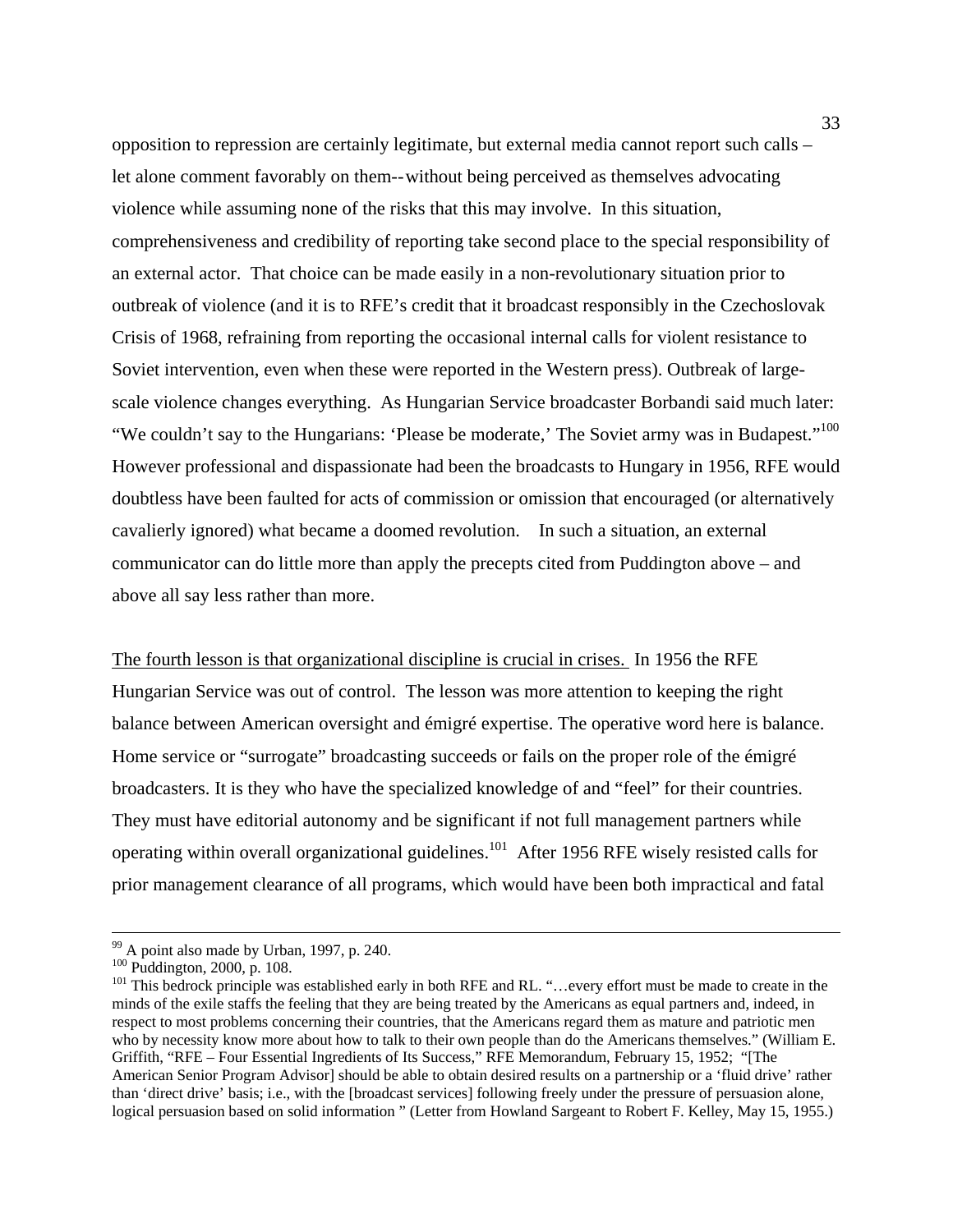opposition to repression are certainly legitimate, but external media cannot report such calls – let alone comment favorably on them--without being perceived as themselves advocating violence while assuming none of the risks that this may involve. In this situation, comprehensiveness and credibility of reporting take second place to the special responsibility of an external actor. That choice can be made easily in a non-revolutionary situation prior to outbreak of violence (and it is to RFE's credit that it broadcast responsibly in the Czechoslovak Crisis of 1968, refraining from reporting the occasional internal calls for violent resistance to Soviet intervention, even when these were reported in the Western press). Outbreak of large-scale violence changes everything. As Hungarian Service broadcaster Borbandi said much later: "We couldn't say to the Hungarians: 'Please be moderate,' The Soviet army was in Budapest."[100] However professional and dispassionate had been the broadcasts to Hungary in 1956, RFE would doubtless have been faulted for acts of commission or omission that encouraged (or alternatively cavalierly ignored) what became a doomed revolution. In such a situation, an external communicator can do little more than apply the precepts cited from Puddington above – and above all say less rather than more.

<u>The fourth lesson is that organizational discipline is crucial in crises.</u> In 1956 the RFE Hungarian Service was out of control. The lesson was more attention to keeping the right balance between American oversight and émigré expertise. The operative word here is balance. Home service or "surrogate" broadcasting succeeds or fails on the proper role of the émigré broadcasters. It is they who have the specialized knowledge of and "feel" for their countries. They must have editorial autonomy and be significant if not full management partners while operating within overall organizational guidelines.[101] After 1956 RFE wisely resisted calls for prior management clearance of all programs, which would have been both impractical and fatal

---

[99] A point also made by Urban, 1997, p. 240.

[100] Puddington, 2000, p. 108.

[101] This bedrock principle was established early in both RFE and RL. "…every effort must be made to create in the minds of the exile staffs the feeling that they are being treated by the Americans as equal partners and, indeed, in respect to most problems concerning their countries, that the Americans regard them as mature and patriotic men who by necessity know more about how to talk to their own people than do the Americans themselves." (William E. Griffith, "RFE – Four Essential Ingredients of Its Success," RFE Memorandum, February 15, 1952; "[The American Senior Program Advisor] should be able to obtain desired results on a partnership or a 'fluid drive' rather than 'direct drive' basis; i.e., with the [broadcast services] following freely under the pressure of persuasion alone, logical persuasion based on solid information " (Letter from Howland Sargeant to Robert F. Kelley, May 15, 1955.)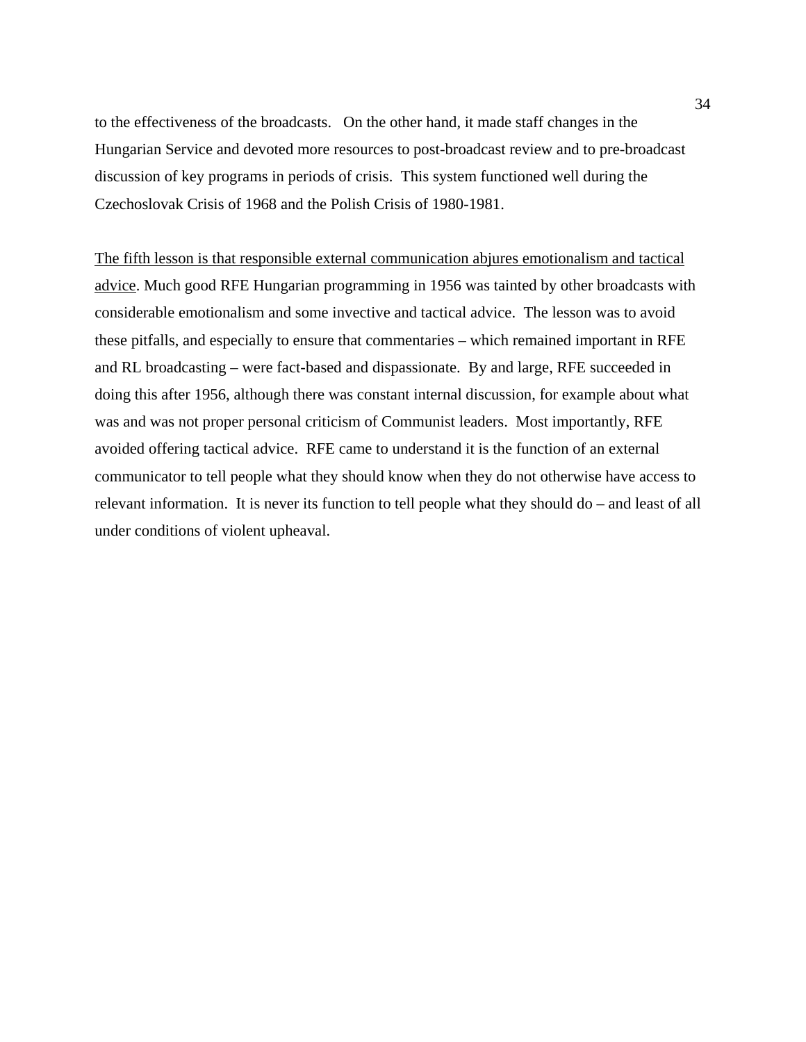to the effectiveness of the broadcasts. On the other hand, it made staff changes in the Hungarian Service and devoted more resources to post-broadcast review and to pre-broadcast discussion of key programs in periods of crisis. This system functioned well during the Czechoslovak Crisis of 1968 and the Polish Crisis of 1980-1981.

<u>The fifth lesson is that responsible external communication abjures emotionalism and tactical advice</u>. Much good RFE Hungarian programming in 1956 was tainted by other broadcasts with considerable emotionalism and some invective and tactical advice. The lesson was to avoid these pitfalls, and especially to ensure that commentaries – which remained important in RFE and RL broadcasting – were fact-based and dispassionate. By and large, RFE succeeded in doing this after 1956, although there was constant internal discussion, for example about what was and was not proper personal criticism of Communist leaders. Most importantly, RFE avoided offering tactical advice. RFE came to understand it is the function of an external communicator to tell people what they should know when they do not otherwise have access to relevant information. It is never its function to tell people what they should do – and least of all under conditions of violent upheaval.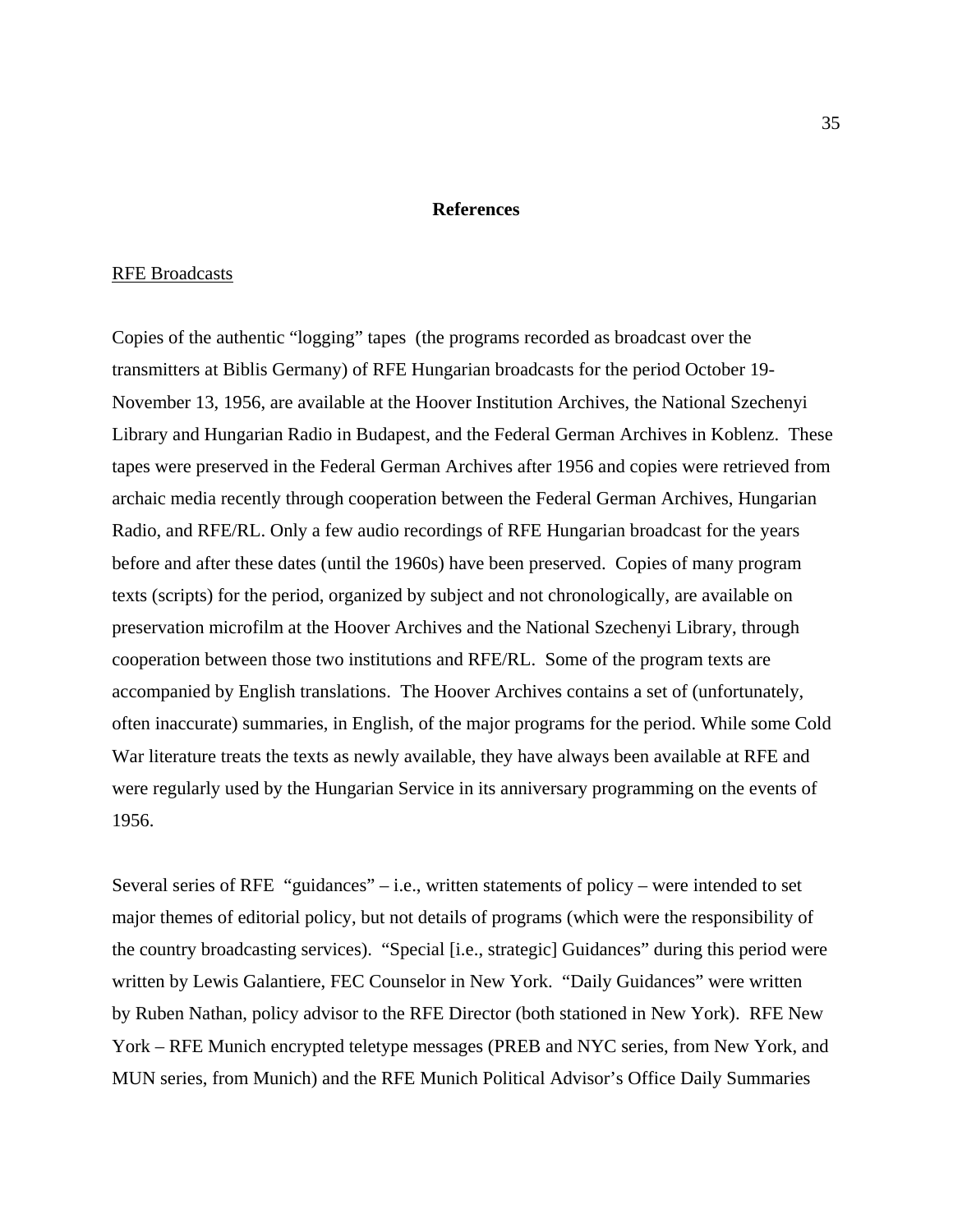## References

RFE Broadcasts

Copies of the authentic "logging" tapes (the programs recorded as broadcast over the transmitters at Biblis Germany) of RFE Hungarian broadcasts for the period October 19-November 13, 1956, are available at the Hoover Institution Archives, the National Szechenyi Library and Hungarian Radio in Budapest, and the Federal German Archives in Koblenz. These tapes were preserved in the Federal German Archives after 1956 and copies were retrieved from archaic media recently through cooperation between the Federal German Archives, Hungarian Radio, and RFE/RL. Only a few audio recordings of RFE Hungarian broadcast for the years before and after these dates (until the 1960s) have been preserved. Copies of many program texts (scripts) for the period, organized by subject and not chronologically, are available on preservation microfilm at the Hoover Archives and the National Szechenyi Library, through cooperation between those two institutions and RFE/RL. Some of the program texts are accompanied by English translations. The Hoover Archives contains a set of (unfortunately, often inaccurate) summaries, in English, of the major programs for the period. While some Cold War literature treats the texts as newly available, they have always been available at RFE and were regularly used by the Hungarian Service in its anniversary programming on the events of 1956.

Several series of RFE "guidances" – i.e., written statements of policy – were intended to set major themes of editorial policy, but not details of programs (which were the responsibility of the country broadcasting services). "Special [i.e., strategic] Guidances" during this period were written by Lewis Galantiere, FEC Counselor in New York. "Daily Guidances" were written by Ruben Nathan, policy advisor to the RFE Director (both stationed in New York). RFE New York – RFE Munich encrypted teletype messages (PREB and NYC series, from New York, and MUN series, from Munich) and the RFE Munich Political Advisor's Office Daily Summaries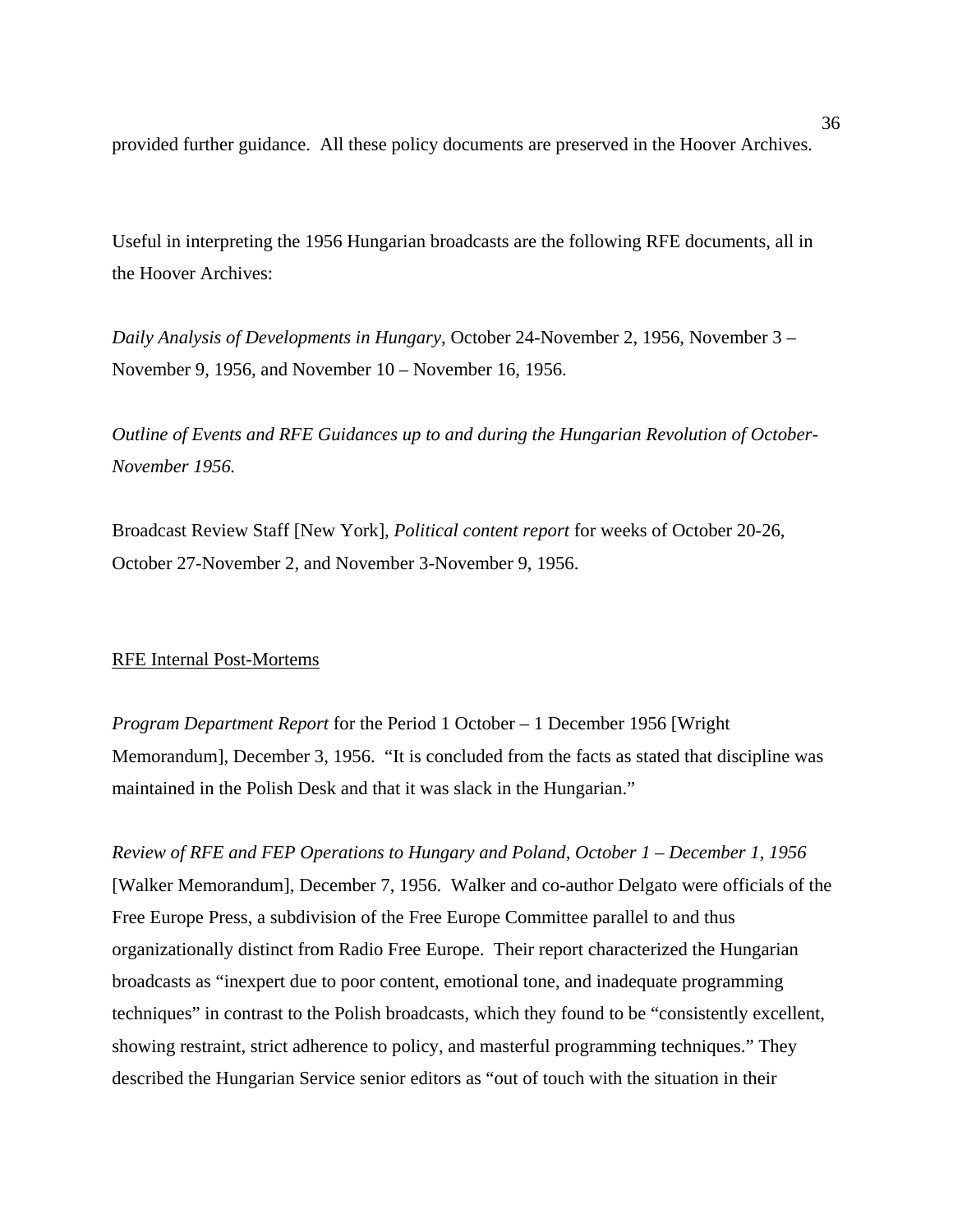provided further guidance. All these policy documents are preserved in the Hoover Archives.

Useful in interpreting the 1956 Hungarian broadcasts are the following RFE documents, all in the Hoover Archives:

*Daily Analysis of Developments in Hungary*, October 24-November 2, 1956, November 3 – November 9, 1956, and November 10 – November 16, 1956.

*Outline of Events and RFE Guidances up to and during the Hungarian Revolution of October-November 1956.*

Broadcast Review Staff [New York], *Political content report* for weeks of October 20-26, October 27-November 2, and November 3-November 9, 1956.

<u>RFE Internal Post-Mortems</u>

*Program Department Report* for the Period 1 October – 1 December 1956 [Wright Memorandum], December 3, 1956. "It is concluded from the facts as stated that discipline was maintained in the Polish Desk and that it was slack in the Hungarian."

*Review of RFE and FEP Operations to Hungary and Poland, October 1 – December 1, 1956* [Walker Memorandum], December 7, 1956. Walker and co-author Delgato were officials of the Free Europe Press, a subdivision of the Free Europe Committee parallel to and thus organizationally distinct from Radio Free Europe. Their report characterized the Hungarian broadcasts as "inexpert due to poor content, emotional tone, and inadequate programming techniques" in contrast to the Polish broadcasts, which they found to be "consistently excellent, showing restraint, strict adherence to policy, and masterful programming techniques." They described the Hungarian Service senior editors as "out of touch with the situation in their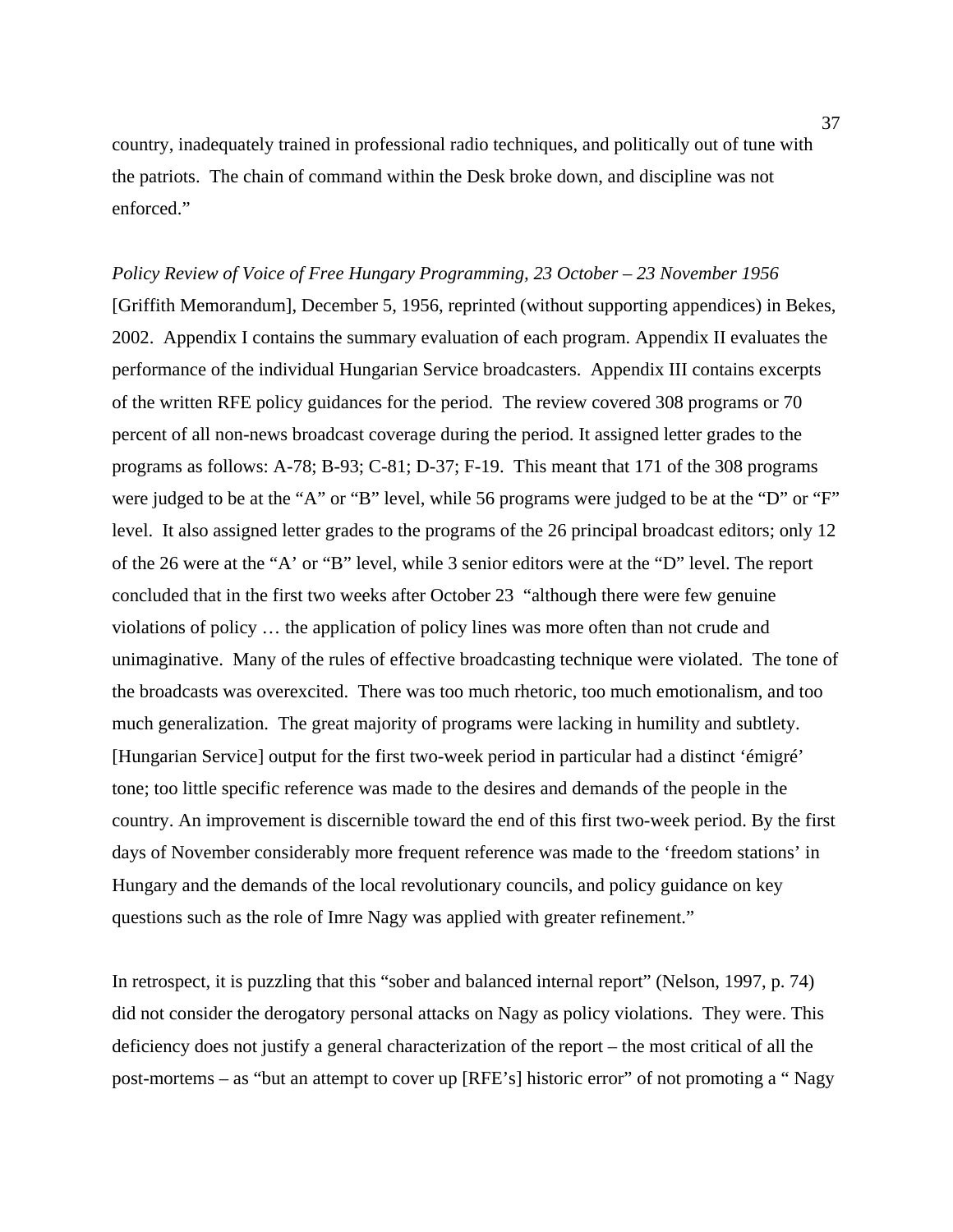country, inadequately trained in professional radio techniques, and politically out of tune with the patriots. The chain of command within the Desk broke down, and discipline was not enforced."

*Policy Review of Voice of Free Hungary Programming, 23 October – 23 November 1956* [Griffith Memorandum], December 5, 1956, reprinted (without supporting appendices) in Bekes, 2002. Appendix I contains the summary evaluation of each program. Appendix II evaluates the performance of the individual Hungarian Service broadcasters. Appendix III contains excerpts of the written RFE policy guidances for the period. The review covered 308 programs or 70 percent of all non-news broadcast coverage during the period. It assigned letter grades to the programs as follows: A-78; B-93; C-81; D-37; F-19. This meant that 171 of the 308 programs were judged to be at the "A" or "B" level, while 56 programs were judged to be at the "D" or "F" level. It also assigned letter grades to the programs of the 26 principal broadcast editors; only 12 of the 26 were at the "A' or "B" level, while 3 senior editors were at the "D" level. The report concluded that in the first two weeks after October 23 "although there were few genuine violations of policy … the application of policy lines was more often than not crude and unimaginative. Many of the rules of effective broadcasting technique were violated. The tone of the broadcasts was overexcited. There was too much rhetoric, too much emotionalism, and too much generalization. The great majority of programs were lacking in humility and subtlety. [Hungarian Service] output for the first two-week period in particular had a distinct 'émigré' tone; too little specific reference was made to the desires and demands of the people in the country. An improvement is discernible toward the end of this first two-week period. By the first days of November considerably more frequent reference was made to the 'freedom stations' in Hungary and the demands of the local revolutionary councils, and policy guidance on key questions such as the role of Imre Nagy was applied with greater refinement."

In retrospect, it is puzzling that this "sober and balanced internal report" (Nelson, 1997, p. 74) did not consider the derogatory personal attacks on Nagy as policy violations. They were. This deficiency does not justify a general characterization of the report – the most critical of all the post-mortems – as "but an attempt to cover up [RFE's] historic error" of not promoting a " Nagy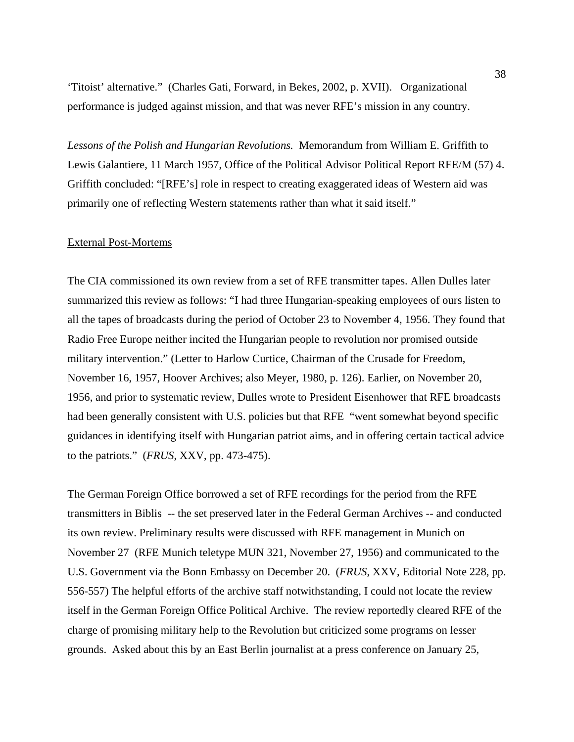'Titoist' alternative." (Charles Gati, Forward, in Bekes, 2002, p. XVII). Organizational performance is judged against mission, and that was never RFE's mission in any country.

*Lessons of the Polish and Hungarian Revolutions.* Memorandum from William E. Griffith to Lewis Galantiere, 11 March 1957, Office of the Political Advisor Political Report RFE/M (57) 4. Griffith concluded: "[RFE's] role in respect to creating exaggerated ideas of Western aid was primarily one of reflecting Western statements rather than what it said itself."

<u>External Post-Mortems</u>

The CIA commissioned its own review from a set of RFE transmitter tapes. Allen Dulles later summarized this review as follows: "I had three Hungarian-speaking employees of ours listen to all the tapes of broadcasts during the period of October 23 to November 4, 1956. They found that Radio Free Europe neither incited the Hungarian people to revolution nor promised outside military intervention." (Letter to Harlow Curtice, Chairman of the Crusade for Freedom, November 16, 1957, Hoover Archives; also Meyer, 1980, p. 126). Earlier, on November 20, 1956, and prior to systematic review, Dulles wrote to President Eisenhower that RFE broadcasts had been generally consistent with U.S. policies but that RFE "went somewhat beyond specific guidances in identifying itself with Hungarian patriot aims, and in offering certain tactical advice to the patriots." (*FRUS*, XXV, pp. 473-475).

The German Foreign Office borrowed a set of RFE recordings for the period from the RFE transmitters in Biblis -- the set preserved later in the Federal German Archives -- and conducted its own review. Preliminary results were discussed with RFE management in Munich on November 27 (RFE Munich teletype MUN 321, November 27, 1956) and communicated to the U.S. Government via the Bonn Embassy on December 20. (*FRUS*, XXV, Editorial Note 228, pp. 556-557) The helpful efforts of the archive staff notwithstanding, I could not locate the review itself in the German Foreign Office Political Archive. The review reportedly cleared RFE of the charge of promising military help to the Revolution but criticized some programs on lesser grounds. Asked about this by an East Berlin journalist at a press conference on January 25,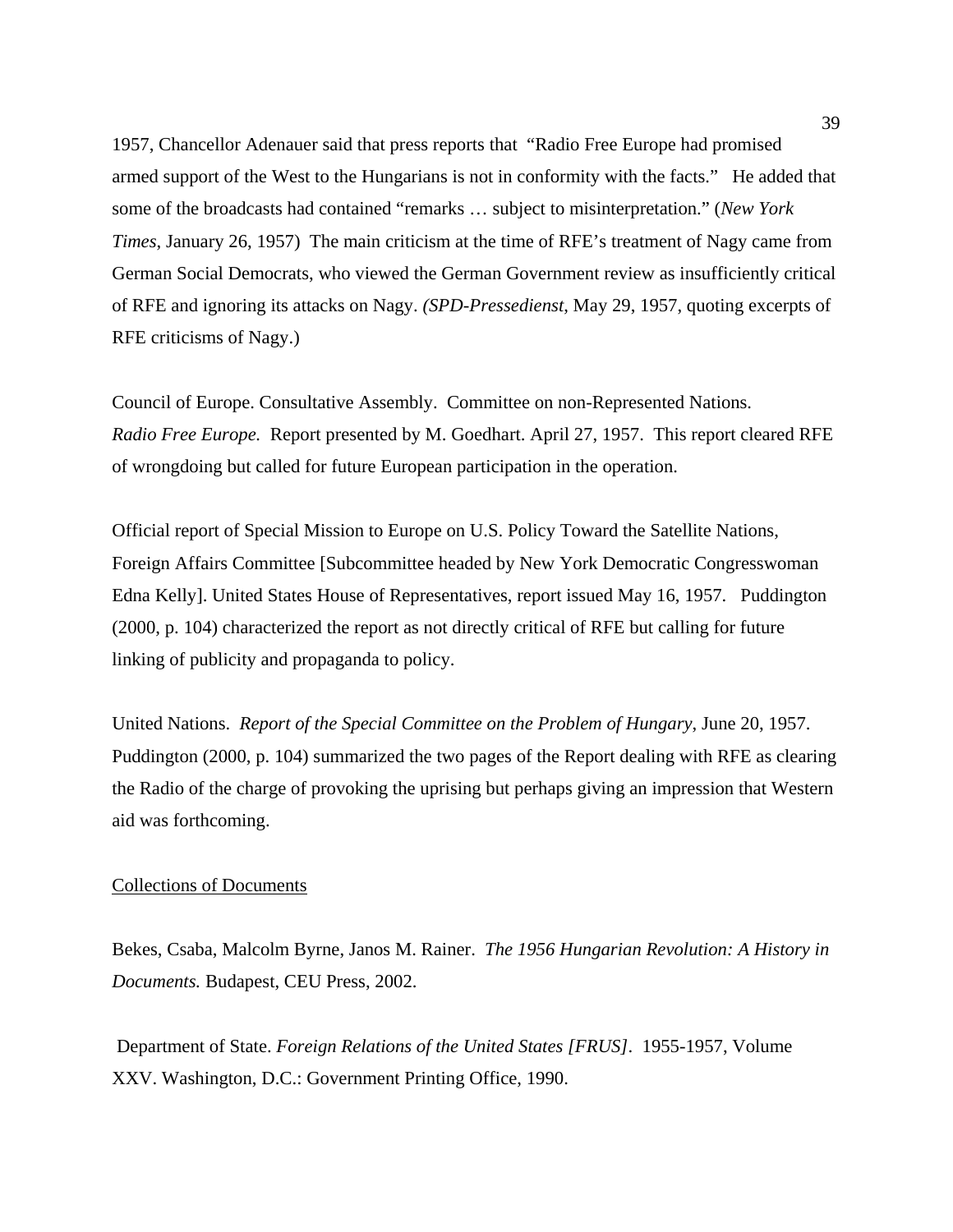1957, Chancellor Adenauer said that press reports that "Radio Free Europe had promised armed support of the West to the Hungarians is not in conformity with the facts." He added that some of the broadcasts had contained "remarks … subject to misinterpretation." (*New York Times*, January 26, 1957) The main criticism at the time of RFE's treatment of Nagy came from German Social Democrats, who viewed the German Government review as insufficiently critical of RFE and ignoring its attacks on Nagy. *(SPD-Pressedienst*, May 29, 1957, quoting excerpts of RFE criticisms of Nagy.)

Council of Europe. Consultative Assembly. Committee on non-Represented Nations. *Radio Free Europe.* Report presented by M. Goedhart. April 27, 1957. This report cleared RFE of wrongdoing but called for future European participation in the operation.

Official report of Special Mission to Europe on U.S. Policy Toward the Satellite Nations, Foreign Affairs Committee [Subcommittee headed by New York Democratic Congresswoman Edna Kelly]. United States House of Representatives, report issued May 16, 1957. Puddington (2000, p. 104) characterized the report as not directly critical of RFE but calling for future linking of publicity and propaganda to policy.

United Nations. *Report of the Special Committee on the Problem of Hungary*, June 20, 1957. Puddington (2000, p. 104) summarized the two pages of the Report dealing with RFE as clearing the Radio of the charge of provoking the uprising but perhaps giving an impression that Western aid was forthcoming.

<u>Collections of Documents</u>

Bekes, Csaba, Malcolm Byrne, Janos M. Rainer. *The 1956 Hungarian Revolution: A History in Documents.* Budapest, CEU Press, 2002.

Department of State. *Foreign Relations of the United States [FRUS]*. 1955-1957, Volume XXV. Washington, D.C.: Government Printing Office, 1990.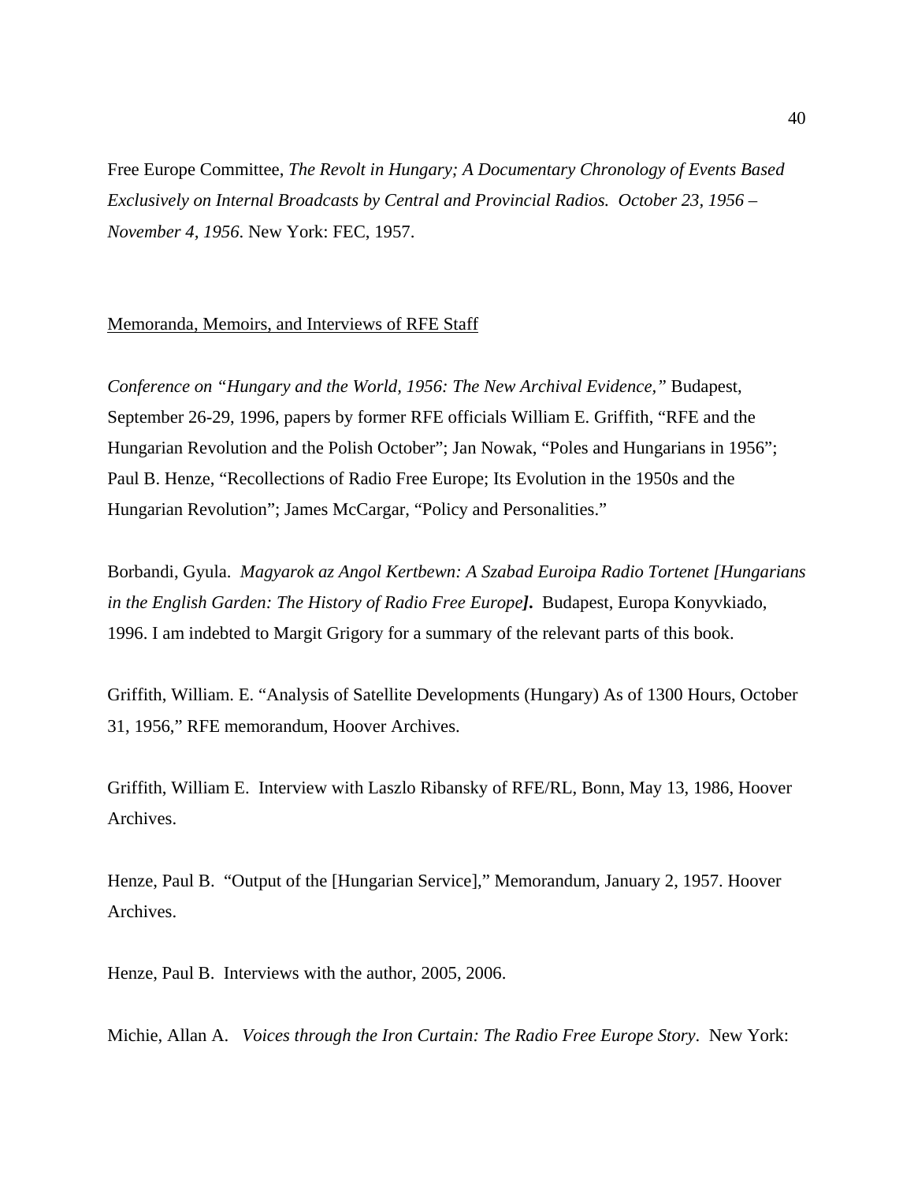Free Europe Committee, *The Revolt in Hungary; A Documentary Chronology of Events Based Exclusively on Internal Broadcasts by Central and Provincial Radios. October 23, 1956 – November 4, 1956*. New York: FEC, 1957.

<u>Memoranda, Memoirs, and Interviews of RFE Staff</u>

*Conference on "Hungary and the World, 1956: The New Archival Evidence,"* Budapest, September 26-29, 1996, papers by former RFE officials William E. Griffith, "RFE and the Hungarian Revolution and the Polish October"; Jan Nowak, "Poles and Hungarians in 1956"; Paul B. Henze, "Recollections of Radio Free Europe; Its Evolution in the 1950s and the Hungarian Revolution"; James McCargar, "Policy and Personalities."

Borbandi, Gyula. *Magyarok az Angol Kertbewn: A Szabad Euroipa Radio Tortenet [Hungarians in the English Garden: The History of Radio Free Europe]*. Budapest, Europa Konyvkiado, 1996. I am indebted to Margit Grigory for a summary of the relevant parts of this book.

Griffith, William. E. "Analysis of Satellite Developments (Hungary) As of 1300 Hours, October 31, 1956," RFE memorandum, Hoover Archives.

Griffith, William E. Interview with Laszlo Ribansky of RFE/RL, Bonn, May 13, 1986, Hoover Archives.

Henze, Paul B. "Output of the [Hungarian Service]," Memorandum, January 2, 1957. Hoover Archives.

Henze, Paul B. Interviews with the author, 2005, 2006.

Michie, Allan A. *Voices through the Iron Curtain: The Radio Free Europe Story*. New York: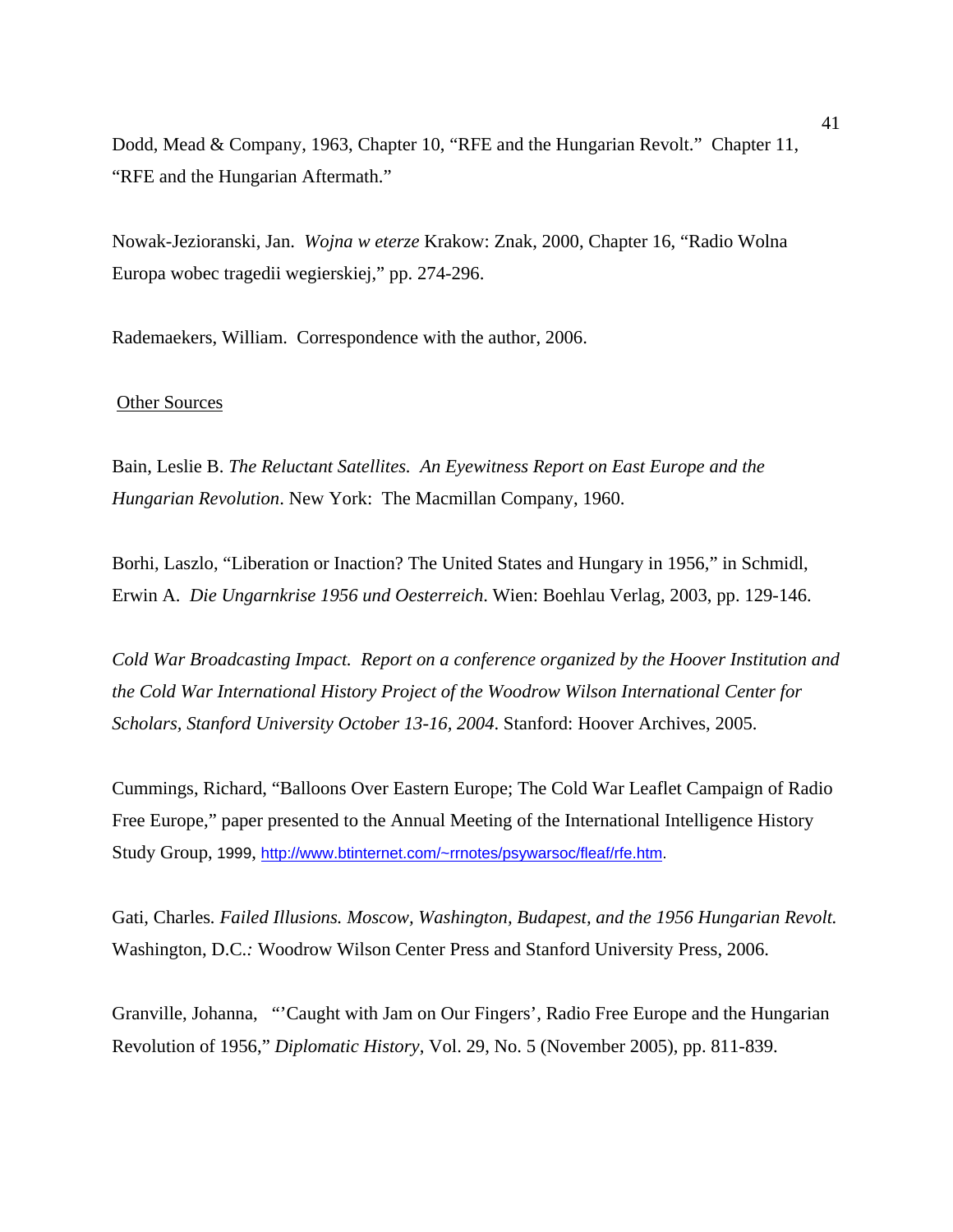Dodd, Mead & Company, 1963, Chapter 10, "RFE and the Hungarian Revolt." Chapter 11, "RFE and the Hungarian Aftermath."

Nowak-Jezioranski, Jan. *Wojna w eterze* Krakow: Znak, 2000, Chapter 16, "Radio Wolna Europa wobec tragedii wegierskiej," pp. 274-296.

Rademaekers, William. Correspondence with the author, 2006.

Other Sources

Bain, Leslie B. *The Reluctant Satellites. An Eyewitness Report on East Europe and the Hungarian Revolution*. New York: The Macmillan Company, 1960.

Borhi, Laszlo, "Liberation or Inaction? The United States and Hungary in 1956," in Schmidl, Erwin A. *Die Ungarnkrise 1956 und Oesterreich*. Wien: Boehlau Verlag, 2003, pp. 129-146.

*Cold War Broadcasting Impact. Report on a conference organized by the Hoover Institution and the Cold War International History Project of the Woodrow Wilson International Center for Scholars, Stanford University October 13-16, 2004*. Stanford: Hoover Archives, 2005.

Cummings, Richard, "Balloons Over Eastern Europe; The Cold War Leaflet Campaign of Radio Free Europe," paper presented to the Annual Meeting of the International Intelligence History Study Group, 1999, http://www.btinternet.com/~rrnotes/psywarsoc/fleaf/rfe.htm.

Gati, Charles. *Failed Illusions. Moscow, Washington, Budapest, and the 1956 Hungarian Revolt.* Washington, D.C.: Woodrow Wilson Center Press and Stanford University Press, 2006.

Granville, Johanna, "'Caught with Jam on Our Fingers', Radio Free Europe and the Hungarian Revolution of 1956," *Diplomatic History*, Vol. 29, No. 5 (November 2005), pp. 811-839.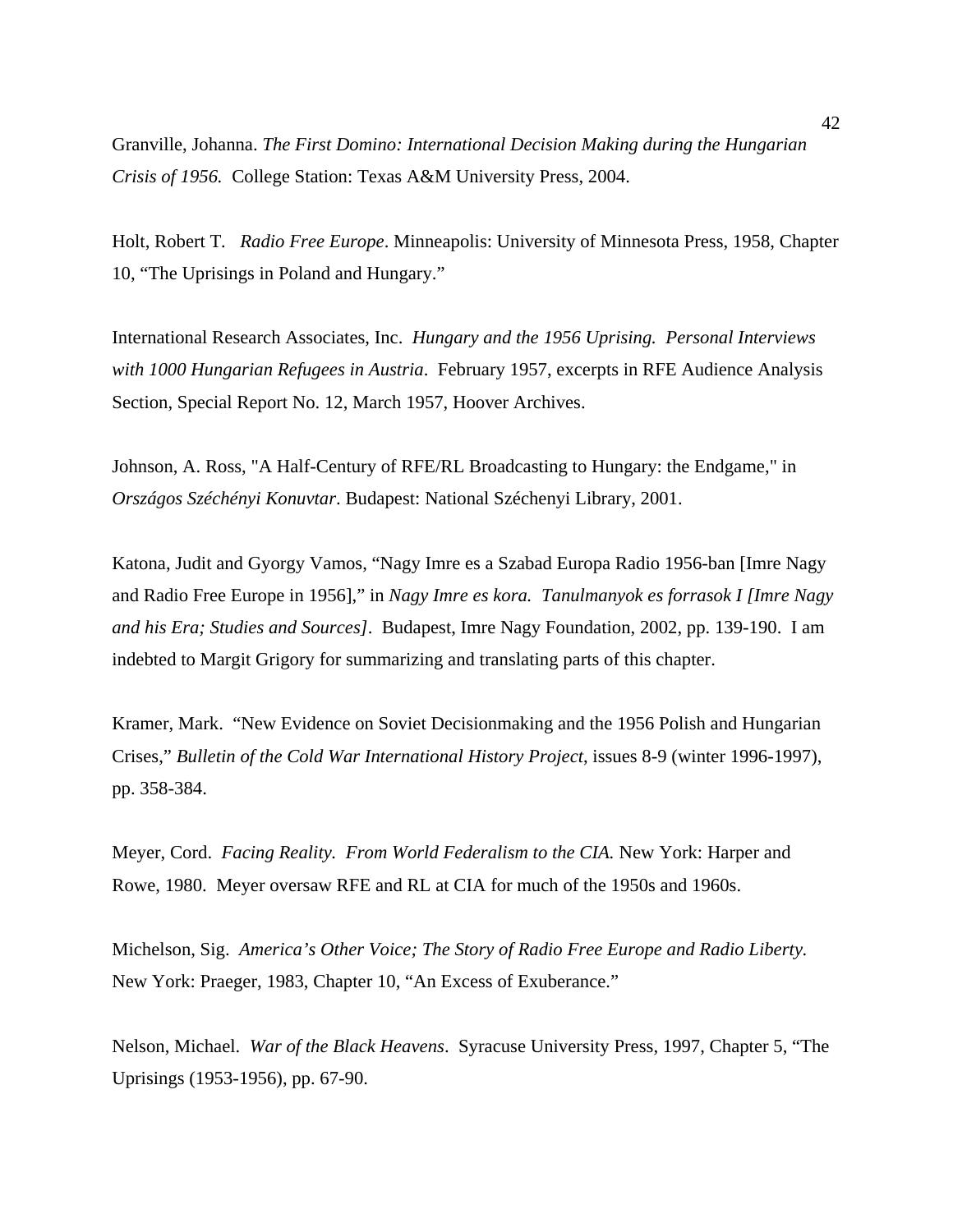Granville, Johanna. *The First Domino: International Decision Making during the Hungarian Crisis of 1956.* College Station: Texas A&M University Press, 2004.

Holt, Robert T. *Radio Free Europe*. Minneapolis: University of Minnesota Press, 1958, Chapter 10, "The Uprisings in Poland and Hungary."

International Research Associates, Inc. *Hungary and the 1956 Uprising. Personal Interviews with 1000 Hungarian Refugees in Austria*. February 1957, excerpts in RFE Audience Analysis Section, Special Report No. 12, March 1957, Hoover Archives.

Johnson, A. Ross, "A Half-Century of RFE/RL Broadcasting to Hungary: the Endgame," in *Országos Széchényi Konuvtar*. Budapest: National Széchenyi Library, 2001.

Katona, Judit and Gyorgy Vamos, "Nagy Imre es a Szabad Europa Radio 1956-ban [Imre Nagy and Radio Free Europe in 1956]," in *Nagy Imre es kora. Tanulmanyok es forrasok I [Imre Nagy and his Era; Studies and Sources]*. Budapest, Imre Nagy Foundation, 2002, pp. 139-190. I am indebted to Margit Grigory for summarizing and translating parts of this chapter.

Kramer, Mark. "New Evidence on Soviet Decisionmaking and the 1956 Polish and Hungarian Crises," *Bulletin of the Cold War International History Project*, issues 8-9 (winter 1996-1997), pp. 358-384.

Meyer, Cord. *Facing Reality. From World Federalism to the CIA.* New York: Harper and Rowe, 1980. Meyer oversaw RFE and RL at CIA for much of the 1950s and 1960s.

Michelson, Sig. *America's Other Voice; The Story of Radio Free Europe and Radio Liberty.* New York: Praeger, 1983, Chapter 10, "An Excess of Exuberance."

Nelson, Michael. *War of the Black Heavens*. Syracuse University Press, 1997, Chapter 5, "The Uprisings (1953-1956), pp. 67-90.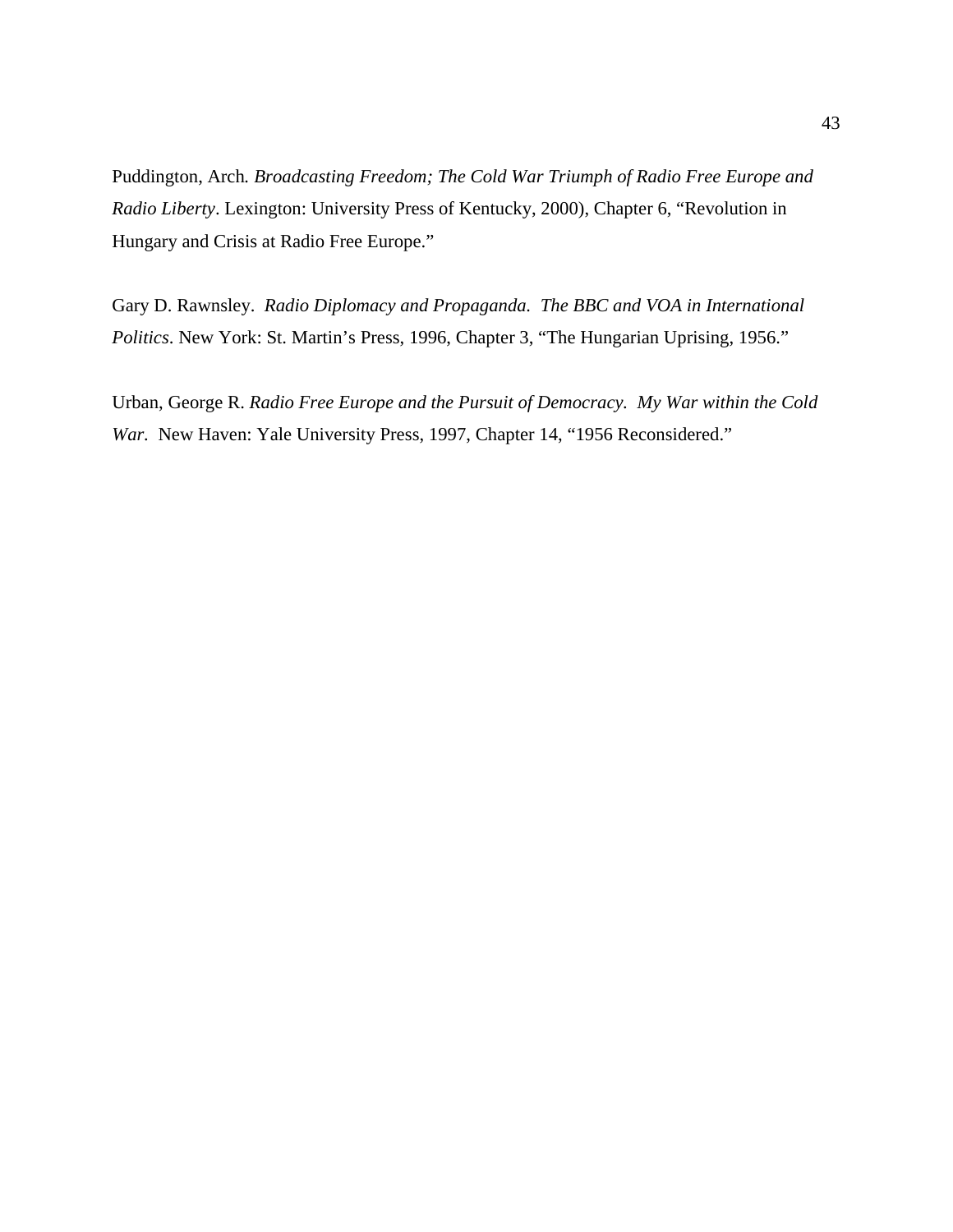Puddington, Arch*.* *Broadcasting Freedom; The Cold War Triumph of Radio Free Europe and Radio Liberty*. Lexington: University Press of Kentucky, 2000), Chapter 6, "Revolution in Hungary and Crisis at Radio Free Europe."

Gary D. Rawnsley. *Radio Diplomacy and Propaganda. The BBC and VOA in International Politics*. New York: St. Martin's Press, 1996, Chapter 3, "The Hungarian Uprising, 1956."

Urban, George R. *Radio Free Europe and the Pursuit of Democracy. My War within the Cold War*. New Haven: Yale University Press, 1997, Chapter 14, "1956 Reconsidered."